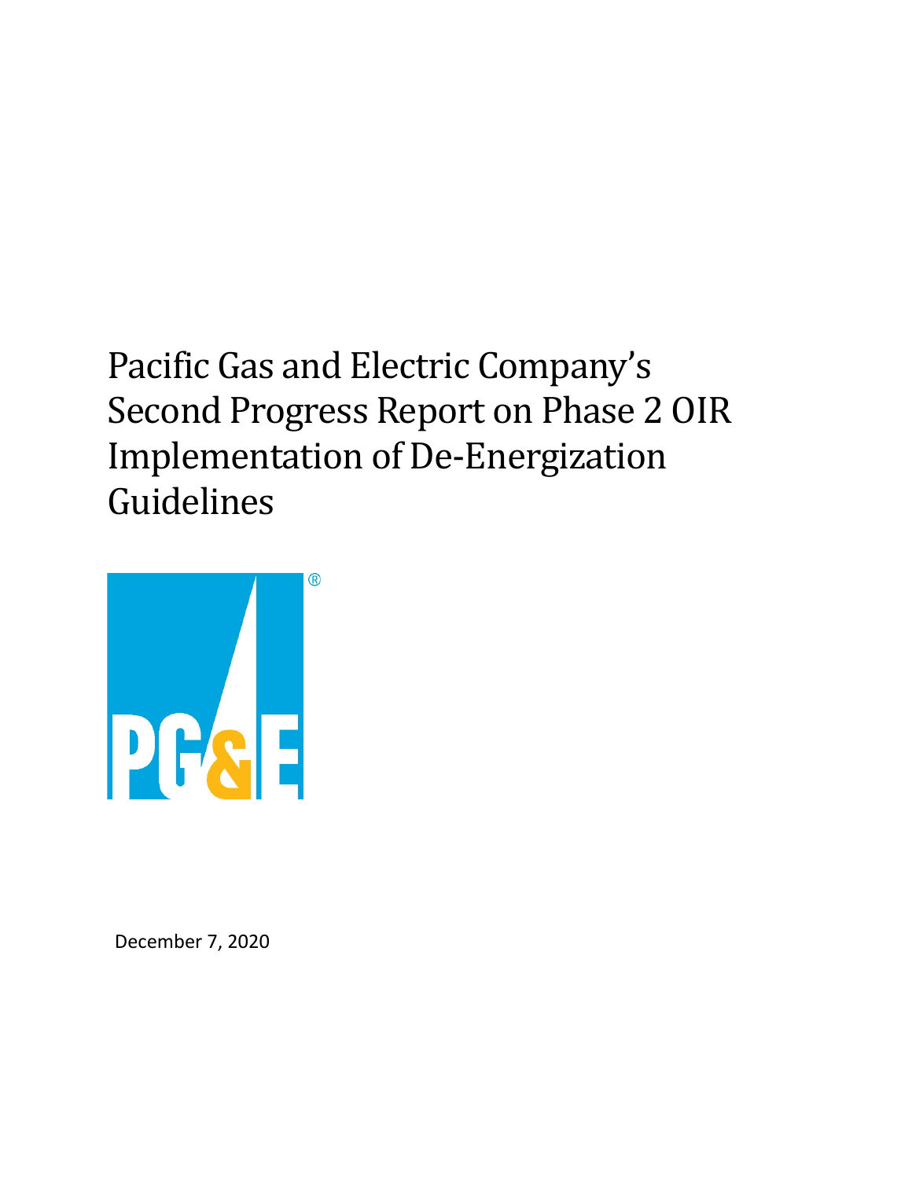# Pacific Gas and Electric Company's Second Progress Report on Phase 2 OIR Implementation of De-Energization Guidelines

December 7, 2020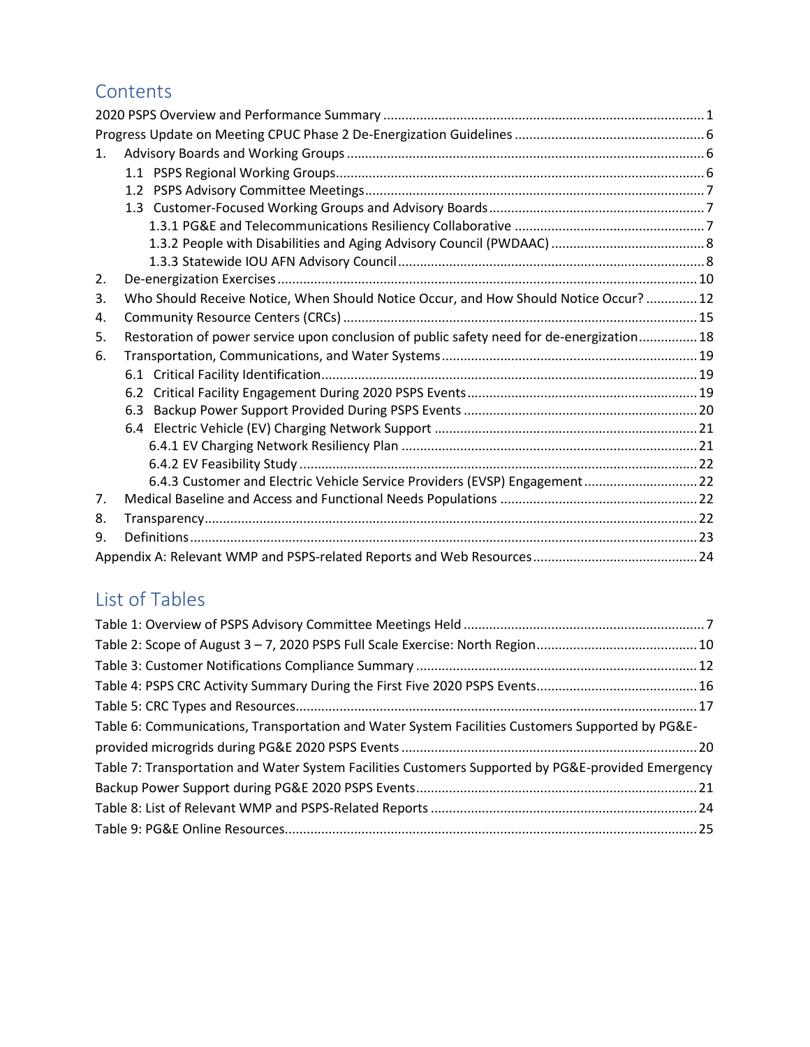## Contents

2020 PSPS Overview and Performance Summary ........................................................................................ 1

Progress Update on Meeting CPUC Phase 2 De-Energization Guidelines .................................................. 6

1. Advisory Boards and Working Groups ................................................................................................. 6
   - 1.1 PSPS Regional Working Groups .................................................................................................... 6
   - 1.2 PSPS Advisory Committee Meetings ............................................................................................ 7
   - 1.3 Customer-Focused Working Groups and Advisory Boards .......................................................... 7
     - 1.3.1 PG&E and Telecommunications Resiliency Collaborative .................................................... 7
     - 1.3.2 People with Disabilities and Aging Advisory Council (PWDAAC) .......................................... 8
     - 1.3.3 Statewide IOU AFN Advisory Council ................................................................................... 8
2. De-energization Exercises .................................................................................................................. 10
3. Who Should Receive Notice, When Should Notice Occur, and How Should Notice Occur? .............. 12
4. Community Resource Centers (CRCs) ................................................................................................ 15
5. Restoration of power service upon conclusion of public safety need for de-energization ................ 18
6. Transportation, Communications, and Water Systems ..................................................................... 19
   - 6.1 Critical Facility Identification ...................................................................................................... 19
   - 6.2 Critical Facility Engagement During 2020 PSPS Events .............................................................. 19
   - 6.3 Backup Power Support Provided During PSPS Events ............................................................... 20
   - 6.4 Electric Vehicle (EV) Charging Network Support ....................................................................... 21
     - 6.4.1 EV Charging Network Resiliency Plan ................................................................................ 21
     - 6.4.2 EV Feasibility Study ............................................................................................................ 22
     - 6.4.3 Customer and Electric Vehicle Service Providers (EVSP) Engagement ............................... 22
7. Medical Baseline and Access and Functional Needs Populations ..................................................... 22
8. Transparency ....................................................................................................................................... 22
9. Definitions ........................................................................................................................................... 23

Appendix A: Relevant WMP and PSPS-related Reports and Web Resources ............................................ 24

## List of Tables

Table 1: Overview of PSPS Advisory Committee Meetings Held ................................................................. 7

Table 2: Scope of August 3 – 7, 2020 PSPS Full Scale Exercise: North Region ............................................ 10

Table 3: Customer Notifications Compliance Summary ............................................................................ 12

Table 4: PSPS CRC Activity Summary During the First Five 2020 PSPS Events ........................................... 16

Table 5: CRC Types and Resources ............................................................................................................. 17

Table 6: Communications, Transportation and Water System Facilities Customers Supported by PG&E-provided microgrids during PG&E 2020 PSPS Events ................................................................................ 20

Table 7: Transportation and Water System Facilities Customers Supported by PG&E-provided Emergency Backup Power Support during PG&E 2020 PSPS Events ............................................................................ 21

Table 8: List of Relevant WMP and PSPS-Related Reports ......................................................................... 24

Table 9: PG&E Online Resources ................................................................................................................ 25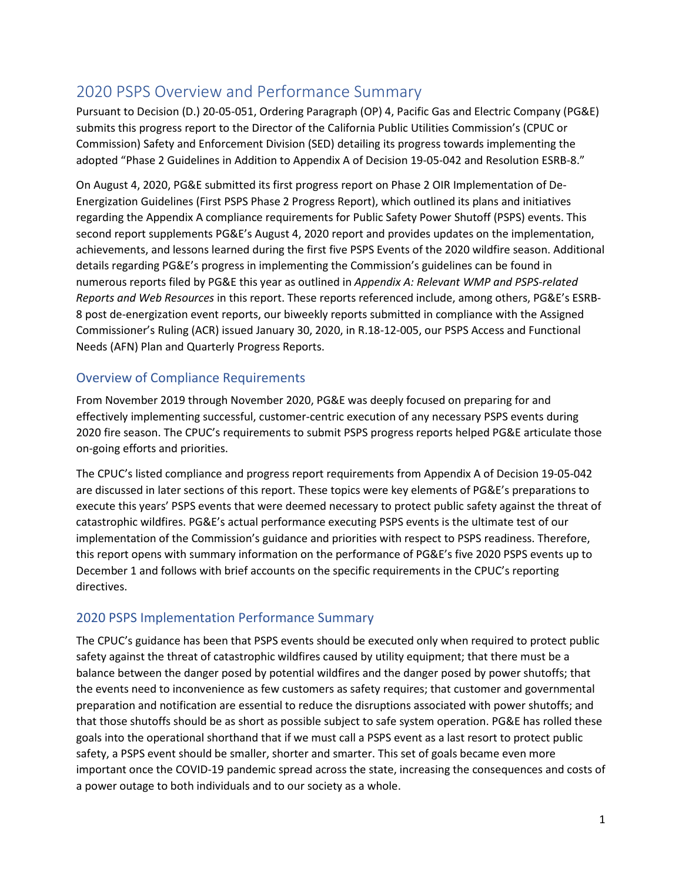# 2020 PSPS Overview and Performance Summary

Pursuant to Decision (D.) 20-05-051, Ordering Paragraph (OP) 4, Pacific Gas and Electric Company (PG&E) submits this progress report to the Director of the California Public Utilities Commission's (CPUC or Commission) Safety and Enforcement Division (SED) detailing its progress towards implementing the adopted "Phase 2 Guidelines in Addition to Appendix A of Decision 19-05-042 and Resolution ESRB-8."

On August 4, 2020, PG&E submitted its first progress report on Phase 2 OIR Implementation of De-Energization Guidelines (First PSPS Phase 2 Progress Report), which outlined its plans and initiatives regarding the Appendix A compliance requirements for Public Safety Power Shutoff (PSPS) events. This second report supplements PG&E's August 4, 2020 report and provides updates on the implementation, achievements, and lessons learned during the first five PSPS Events of the 2020 wildfire season. Additional details regarding PG&E's progress in implementing the Commission's guidelines can be found in numerous reports filed by PG&E this year as outlined in *Appendix A: Relevant WMP and PSPS-related Reports and Web Resources* in this report. These reports referenced include, among others, PG&E's ESRB-8 post de-energization event reports, our biweekly reports submitted in compliance with the Assigned Commissioner's Ruling (ACR) issued January 30, 2020, in R.18-12-005, our PSPS Access and Functional Needs (AFN) Plan and Quarterly Progress Reports.

## Overview of Compliance Requirements

From November 2019 through November 2020, PG&E was deeply focused on preparing for and effectively implementing successful, customer-centric execution of any necessary PSPS events during 2020 fire season. The CPUC's requirements to submit PSPS progress reports helped PG&E articulate those on-going efforts and priorities.

The CPUC's listed compliance and progress report requirements from Appendix A of Decision 19-05-042 are discussed in later sections of this report. These topics were key elements of PG&E's preparations to execute this years' PSPS events that were deemed necessary to protect public safety against the threat of catastrophic wildfires. PG&E's actual performance executing PSPS events is the ultimate test of our implementation of the Commission's guidance and priorities with respect to PSPS readiness. Therefore, this report opens with summary information on the performance of PG&E's five 2020 PSPS events up to December 1 and follows with brief accounts on the specific requirements in the CPUC's reporting directives.

## 2020 PSPS Implementation Performance Summary

The CPUC's guidance has been that PSPS events should be executed only when required to protect public safety against the threat of catastrophic wildfires caused by utility equipment; that there must be a balance between the danger posed by potential wildfires and the danger posed by power shutoffs; that the events need to inconvenience as few customers as safety requires; that customer and governmental preparation and notification are essential to reduce the disruptions associated with power shutoffs; and that those shutoffs should be as short as possible subject to safe system operation. PG&E has rolled these goals into the operational shorthand that if we must call a PSPS event as a last resort to protect public safety, a PSPS event should be smaller, shorter and smarter. This set of goals became even more important once the COVID-19 pandemic spread across the state, increasing the consequences and costs of a power outage to both individuals and to our society as a whole.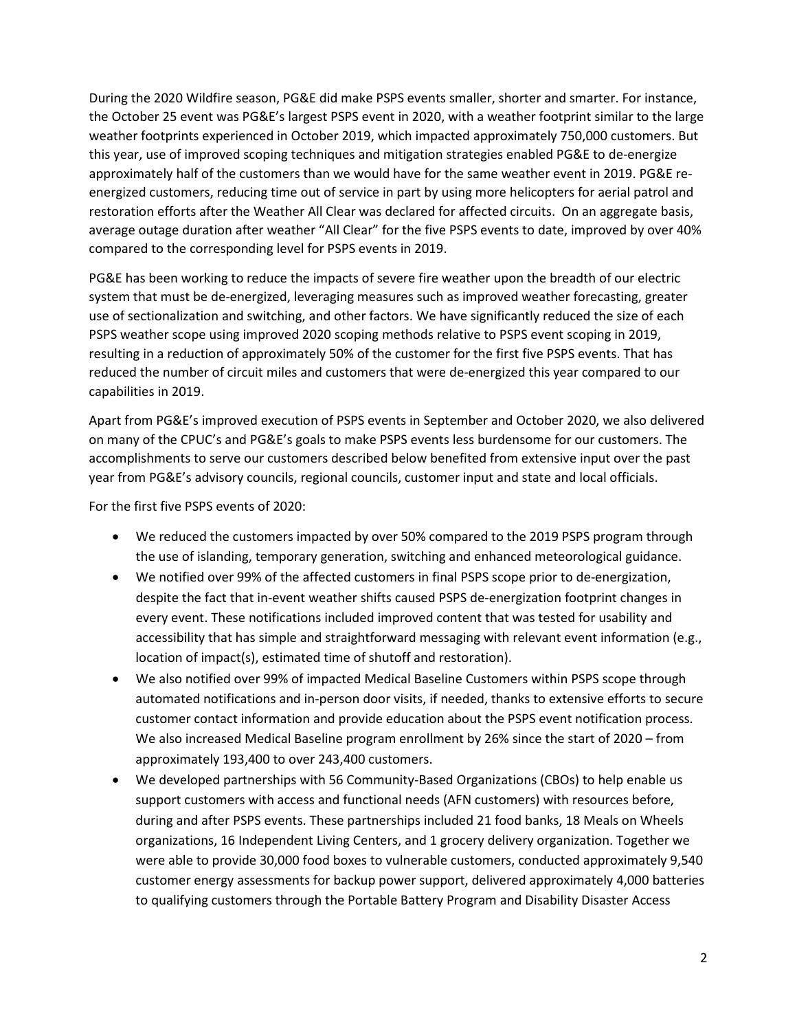During the 2020 Wildfire season, PG&E did make PSPS events smaller, shorter and smarter. For instance, the October 25 event was PG&E's largest PSPS event in 2020, with a weather footprint similar to the large weather footprints experienced in October 2019, which impacted approximately 750,000 customers. But this year, use of improved scoping techniques and mitigation strategies enabled PG&E to de-energize approximately half of the customers than we would have for the same weather event in 2019. PG&E re-energized customers, reducing time out of service in part by using more helicopters for aerial patrol and restoration efforts after the Weather All Clear was declared for affected circuits. On an aggregate basis, average outage duration after weather "All Clear" for the five PSPS events to date, improved by over 40% compared to the corresponding level for PSPS events in 2019.

PG&E has been working to reduce the impacts of severe fire weather upon the breadth of our electric system that must be de-energized, leveraging measures such as improved weather forecasting, greater use of sectionalization and switching, and other factors. We have significantly reduced the size of each PSPS weather scope using improved 2020 scoping methods relative to PSPS event scoping in 2019, resulting in a reduction of approximately 50% of the customer for the first five PSPS events. That has reduced the number of circuit miles and customers that were de-energized this year compared to our capabilities in 2019.

Apart from PG&E's improved execution of PSPS events in September and October 2020, we also delivered on many of the CPUC's and PG&E's goals to make PSPS events less burdensome for our customers. The accomplishments to serve our customers described below benefited from extensive input over the past year from PG&E's advisory councils, regional councils, customer input and state and local officials.

For the first five PSPS events of 2020:

- We reduced the customers impacted by over 50% compared to the 2019 PSPS program through the use of islanding, temporary generation, switching and enhanced meteorological guidance.
- We notified over 99% of the affected customers in final PSPS scope prior to de-energization, despite the fact that in-event weather shifts caused PSPS de-energization footprint changes in every event. These notifications included improved content that was tested for usability and accessibility that has simple and straightforward messaging with relevant event information (e.g., location of impact(s), estimated time of shutoff and restoration).
- We also notified over 99% of impacted Medical Baseline Customers within PSPS scope through automated notifications and in-person door visits, if needed, thanks to extensive efforts to secure customer contact information and provide education about the PSPS event notification process. We also increased Medical Baseline program enrollment by 26% since the start of 2020 – from approximately 193,400 to over 243,400 customers.
- We developed partnerships with 56 Community-Based Organizations (CBOs) to help enable us support customers with access and functional needs (AFN customers) with resources before, during and after PSPS events. These partnerships included 21 food banks, 18 Meals on Wheels organizations, 16 Independent Living Centers, and 1 grocery delivery organization. Together we were able to provide 30,000 food boxes to vulnerable customers, conducted approximately 9,540 customer energy assessments for backup power support, delivered approximately 4,000 batteries to qualifying customers through the Portable Battery Program and Disability Disaster Access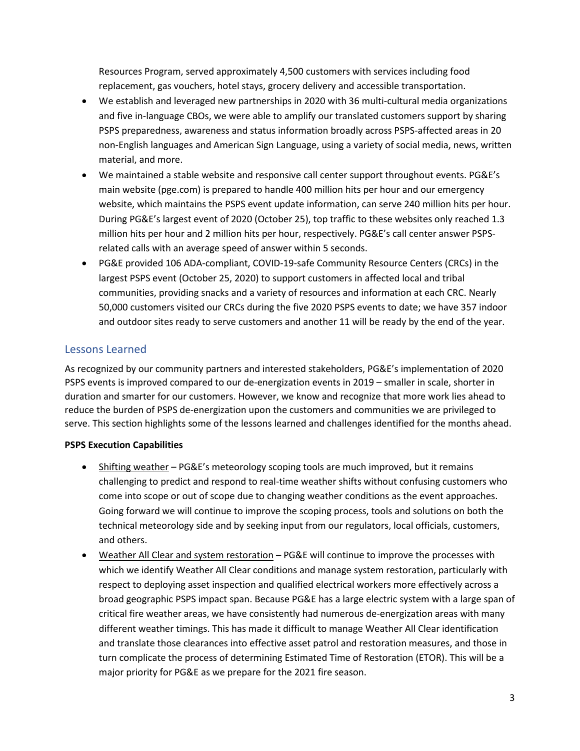Resources Program, served approximately 4,500 customers with services including food replacement, gas vouchers, hotel stays, grocery delivery and accessible transportation.

- We establish and leveraged new partnerships in 2020 with 36 multi-cultural media organizations and five in-language CBOs, we were able to amplify our translated customers support by sharing PSPS preparedness, awareness and status information broadly across PSPS-affected areas in 20 non-English languages and American Sign Language, using a variety of social media, news, written material, and more.
- We maintained a stable website and responsive call center support throughout events. PG&E's main website (pge.com) is prepared to handle 400 million hits per hour and our emergency website, which maintains the PSPS event update information, can serve 240 million hits per hour. During PG&E's largest event of 2020 (October 25), top traffic to these websites only reached 1.3 million hits per hour and 2 million hits per hour, respectively. PG&E's call center answer PSPS-related calls with an average speed of answer within 5 seconds.
- PG&E provided 106 ADA-compliant, COVID-19-safe Community Resource Centers (CRCs) in the largest PSPS event (October 25, 2020) to support customers in affected local and tribal communities, providing snacks and a variety of resources and information at each CRC. Nearly 50,000 customers visited our CRCs during the five 2020 PSPS events to date; we have 357 indoor and outdoor sites ready to serve customers and another 11 will be ready by the end of the year.

## Lessons Learned

As recognized by our community partners and interested stakeholders, PG&E's implementation of 2020 PSPS events is improved compared to our de-energization events in 2019 – smaller in scale, shorter in duration and smarter for our customers. However, we know and recognize that more work lies ahead to reduce the burden of PSPS de-energization upon the customers and communities we are privileged to serve. This section highlights some of the lessons learned and challenges identified for the months ahead.

**PSPS Execution Capabilities**

- Shifting weather – PG&E's meteorology scoping tools are much improved, but it remains challenging to predict and respond to real-time weather shifts without confusing customers who come into scope or out of scope due to changing weather conditions as the event approaches. Going forward we will continue to improve the scoping process, tools and solutions on both the technical meteorology side and by seeking input from our regulators, local officials, customers, and others.
- Weather All Clear and system restoration – PG&E will continue to improve the processes with which we identify Weather All Clear conditions and manage system restoration, particularly with respect to deploying asset inspection and qualified electrical workers more effectively across a broad geographic PSPS impact span. Because PG&E has a large electric system with a large span of critical fire weather areas, we have consistently had numerous de-energization areas with many different weather timings. This has made it difficult to manage Weather All Clear identification and translate those clearances into effective asset patrol and restoration measures, and those in turn complicate the process of determining Estimated Time of Restoration (ETOR). This will be a major priority for PG&E as we prepare for the 2021 fire season.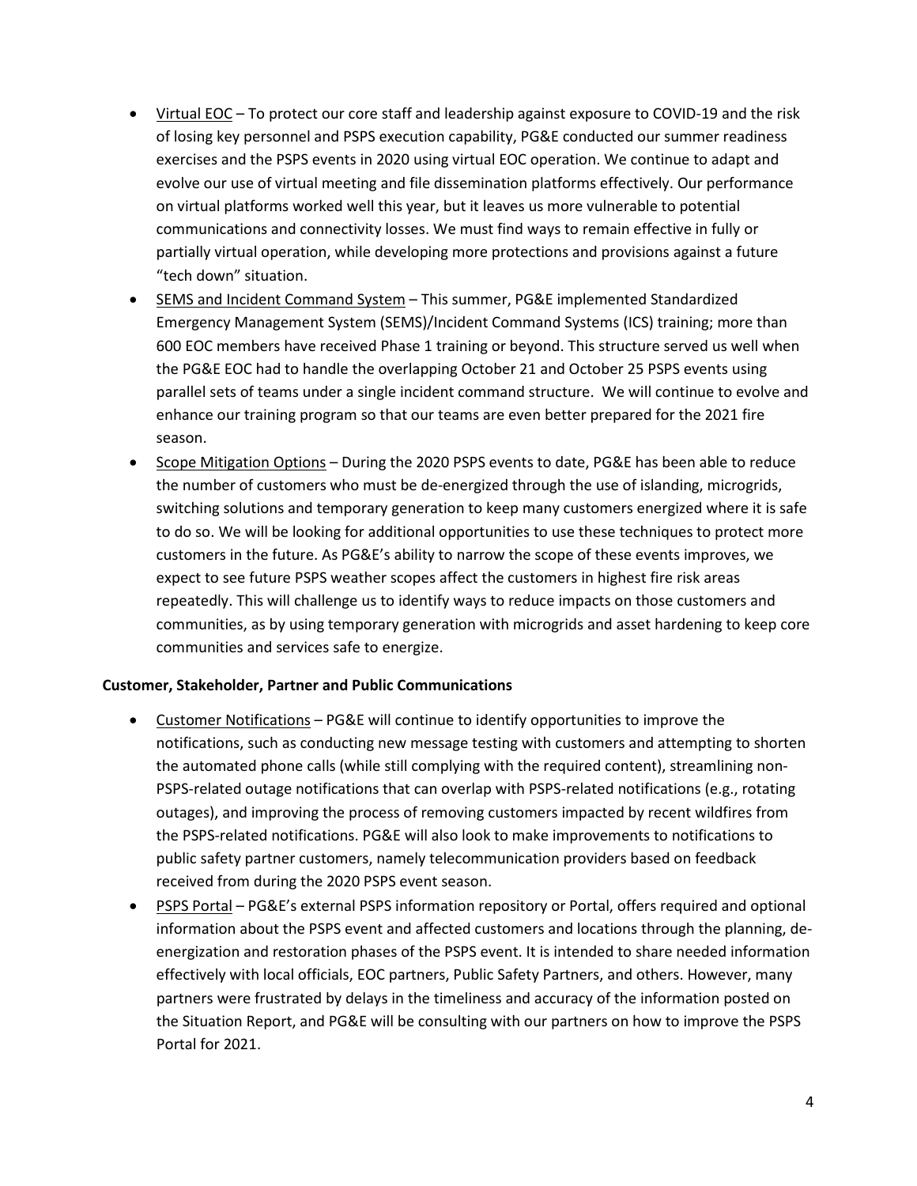- Virtual EOC – To protect our core staff and leadership against exposure to COVID-19 and the risk of losing key personnel and PSPS execution capability, PG&E conducted our summer readiness exercises and the PSPS events in 2020 using virtual EOC operation. We continue to adapt and evolve our use of virtual meeting and file dissemination platforms effectively. Our performance on virtual platforms worked well this year, but it leaves us more vulnerable to potential communications and connectivity losses. We must find ways to remain effective in fully or partially virtual operation, while developing more protections and provisions against a future "tech down" situation.
- SEMS and Incident Command System – This summer, PG&E implemented Standardized Emergency Management System (SEMS)/Incident Command Systems (ICS) training; more than 600 EOC members have received Phase 1 training or beyond. This structure served us well when the PG&E EOC had to handle the overlapping October 21 and October 25 PSPS events using parallel sets of teams under a single incident command structure. We will continue to evolve and enhance our training program so that our teams are even better prepared for the 2021 fire season.
- Scope Mitigation Options – During the 2020 PSPS events to date, PG&E has been able to reduce the number of customers who must be de-energized through the use of islanding, microgrids, switching solutions and temporary generation to keep many customers energized where it is safe to do so. We will be looking for additional opportunities to use these techniques to protect more customers in the future. As PG&E's ability to narrow the scope of these events improves, we expect to see future PSPS weather scopes affect the customers in highest fire risk areas repeatedly. This will challenge us to identify ways to reduce impacts on those customers and communities, as by using temporary generation with microgrids and asset hardening to keep core communities and services safe to energize.

**Customer, Stakeholder, Partner and Public Communications**

- Customer Notifications – PG&E will continue to identify opportunities to improve the notifications, such as conducting new message testing with customers and attempting to shorten the automated phone calls (while still complying with the required content), streamlining non-PSPS-related outage notifications that can overlap with PSPS-related notifications (e.g., rotating outages), and improving the process of removing customers impacted by recent wildfires from the PSPS-related notifications. PG&E will also look to make improvements to notifications to public safety partner customers, namely telecommunication providers based on feedback received from during the 2020 PSPS event season.
- PSPS Portal – PG&E's external PSPS information repository or Portal, offers required and optional information about the PSPS event and affected customers and locations through the planning, de-energization and restoration phases of the PSPS event. It is intended to share needed information effectively with local officials, EOC partners, Public Safety Partners, and others. However, many partners were frustrated by delays in the timeliness and accuracy of the information posted on the Situation Report, and PG&E will be consulting with our partners on how to improve the PSPS Portal for 2021.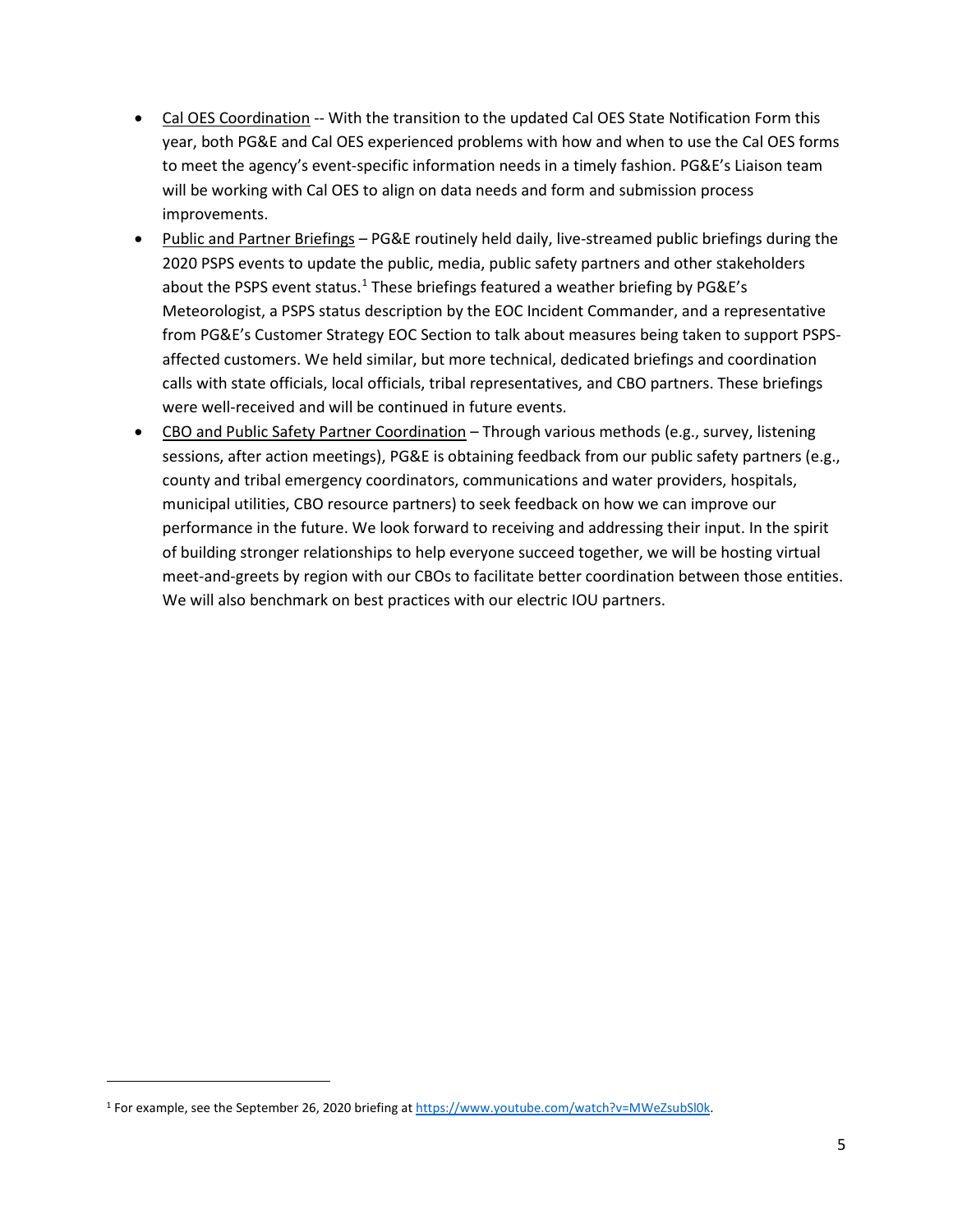- Cal OES Coordination -- With the transition to the updated Cal OES State Notification Form this year, both PG&E and Cal OES experienced problems with how and when to use the Cal OES forms to meet the agency's event-specific information needs in a timely fashion. PG&E's Liaison team will be working with Cal OES to align on data needs and form and submission process improvements.
- Public and Partner Briefings – PG&E routinely held daily, live-streamed public briefings during the 2020 PSPS events to update the public, media, public safety partners and other stakeholders about the PSPS event status.[1] These briefings featured a weather briefing by PG&E's Meteorologist, a PSPS status description by the EOC Incident Commander, and a representative from PG&E's Customer Strategy EOC Section to talk about measures being taken to support PSPS-affected customers. We held similar, but more technical, dedicated briefings and coordination calls with state officials, local officials, tribal representatives, and CBO partners. These briefings were well-received and will be continued in future events.
- CBO and Public Safety Partner Coordination – Through various methods (e.g., survey, listening sessions, after action meetings), PG&E is obtaining feedback from our public safety partners (e.g., county and tribal emergency coordinators, communications and water providers, hospitals, municipal utilities, CBO resource partners) to seek feedback on how we can improve our performance in the future. We look forward to receiving and addressing their input. In the spirit of building stronger relationships to help everyone succeed together, we will be hosting virtual meet-and-greets by region with our CBOs to facilitate better coordination between those entities. We will also benchmark on best practices with our electric IOU partners.

[1] For example, see the September 26, 2020 briefing at https://www.youtube.com/watch?v=MWeZsubSl0k.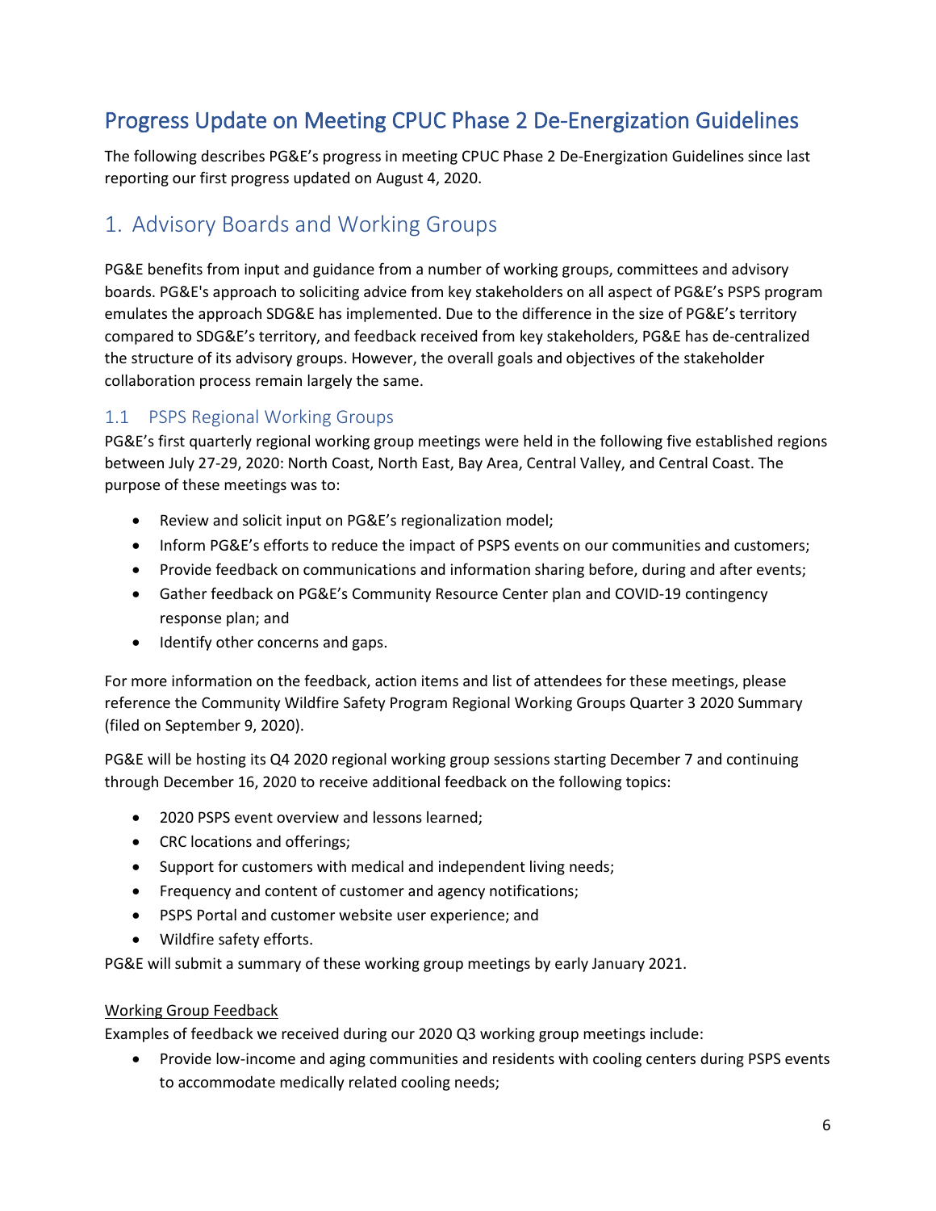# Progress Update on Meeting CPUC Phase 2 De-Energization Guidelines

The following describes PG&E's progress in meeting CPUC Phase 2 De-Energization Guidelines since last reporting our first progress updated on August 4, 2020.

## 1. Advisory Boards and Working Groups

PG&E benefits from input and guidance from a number of working groups, committees and advisory boards. PG&E's approach to soliciting advice from key stakeholders on all aspect of PG&E's PSPS program emulates the approach SDG&E has implemented. Due to the difference in the size of PG&E's territory compared to SDG&E's territory, and feedback received from key stakeholders, PG&E has de-centralized the structure of its advisory groups. However, the overall goals and objectives of the stakeholder collaboration process remain largely the same.

### 1.1 PSPS Regional Working Groups

PG&E's first quarterly regional working group meetings were held in the following five established regions between July 27-29, 2020: North Coast, North East, Bay Area, Central Valley, and Central Coast. The purpose of these meetings was to:

- Review and solicit input on PG&E's regionalization model;
- Inform PG&E's efforts to reduce the impact of PSPS events on our communities and customers;
- Provide feedback on communications and information sharing before, during and after events;
- Gather feedback on PG&E's Community Resource Center plan and COVID-19 contingency response plan; and
- Identify other concerns and gaps.

For more information on the feedback, action items and list of attendees for these meetings, please reference the Community Wildfire Safety Program Regional Working Groups Quarter 3 2020 Summary (filed on September 9, 2020).

PG&E will be hosting its Q4 2020 regional working group sessions starting December 7 and continuing through December 16, 2020 to receive additional feedback on the following topics:

- 2020 PSPS event overview and lessons learned;
- CRC locations and offerings;
- Support for customers with medical and independent living needs;
- Frequency and content of customer and agency notifications;
- PSPS Portal and customer website user experience; and
- Wildfire safety efforts.

PG&E will submit a summary of these working group meetings by early January 2021.

<u>Working Group Feedback</u>

Examples of feedback we received during our 2020 Q3 working group meetings include:

- Provide low-income and aging communities and residents with cooling centers during PSPS events to accommodate medically related cooling needs;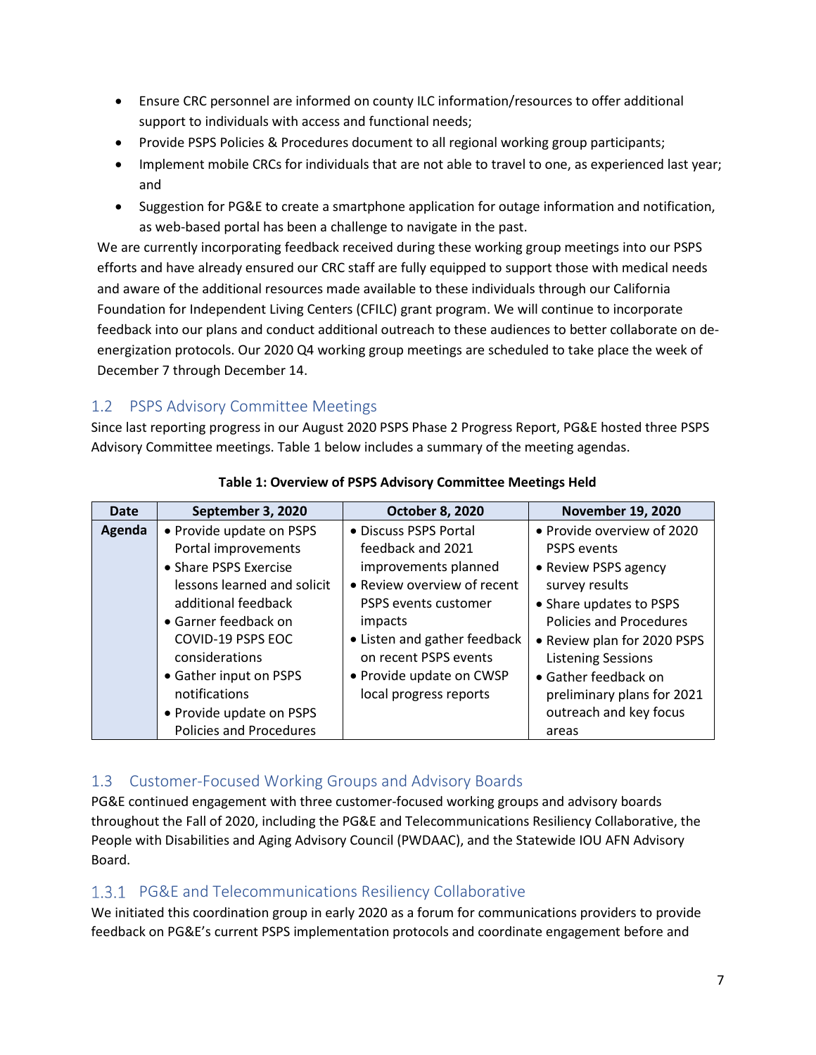- Ensure CRC personnel are informed on county ILC information/resources to offer additional support to individuals with access and functional needs;
- Provide PSPS Policies & Procedures document to all regional working group participants;
- Implement mobile CRCs for individuals that are not able to travel to one, as experienced last year; and
- Suggestion for PG&E to create a smartphone application for outage information and notification, as web-based portal has been a challenge to navigate in the past.

We are currently incorporating feedback received during these working group meetings into our PSPS efforts and have already ensured our CRC staff are fully equipped to support those with medical needs and aware of the additional resources made available to these individuals through our California Foundation for Independent Living Centers (CFILC) grant program. We will continue to incorporate feedback into our plans and conduct additional outreach to these audiences to better collaborate on de-energization protocols. Our 2020 Q4 working group meetings are scheduled to take place the week of December 7 through December 14.

## 1.2 PSPS Advisory Committee Meetings

Since last reporting progress in our August 2020 PSPS Phase 2 Progress Report, PG&E hosted three PSPS Advisory Committee meetings. Table 1 below includes a summary of the meeting agendas.

**Table 1: Overview of PSPS Advisory Committee Meetings Held**

| Date | September 3, 2020 | October 8, 2020 | November 19, 2020 |
|---|---|---|---|
| **Agenda** | • Provide update on PSPS Portal improvements<br>• Share PSPS Exercise lessons learned and solicit additional feedback<br>• Garner feedback on COVID-19 PSPS EOC considerations<br>• Gather input on PSPS notifications<br>• Provide update on PSPS Policies and Procedures | • Discuss PSPS Portal feedback and 2021 improvements planned<br>• Review overview of recent PSPS events customer impacts<br>• Listen and gather feedback on recent PSPS events<br>• Provide update on CWSP local progress reports | • Provide overview of 2020 PSPS events<br>• Review PSPS agency survey results<br>• Share updates to PSPS Policies and Procedures<br>• Review plan for 2020 PSPS Listening Sessions<br>• Gather feedback on preliminary plans for 2021 outreach and key focus areas |

## 1.3 Customer-Focused Working Groups and Advisory Boards

PG&E continued engagement with three customer-focused working groups and advisory boards throughout the Fall of 2020, including the PG&E and Telecommunications Resiliency Collaborative, the People with Disabilities and Aging Advisory Council (PWDAAC), and the Statewide IOU AFN Advisory Board.

### 1.3.1 PG&E and Telecommunications Resiliency Collaborative

We initiated this coordination group in early 2020 as a forum for communications providers to provide feedback on PG&E's current PSPS implementation protocols and coordinate engagement before and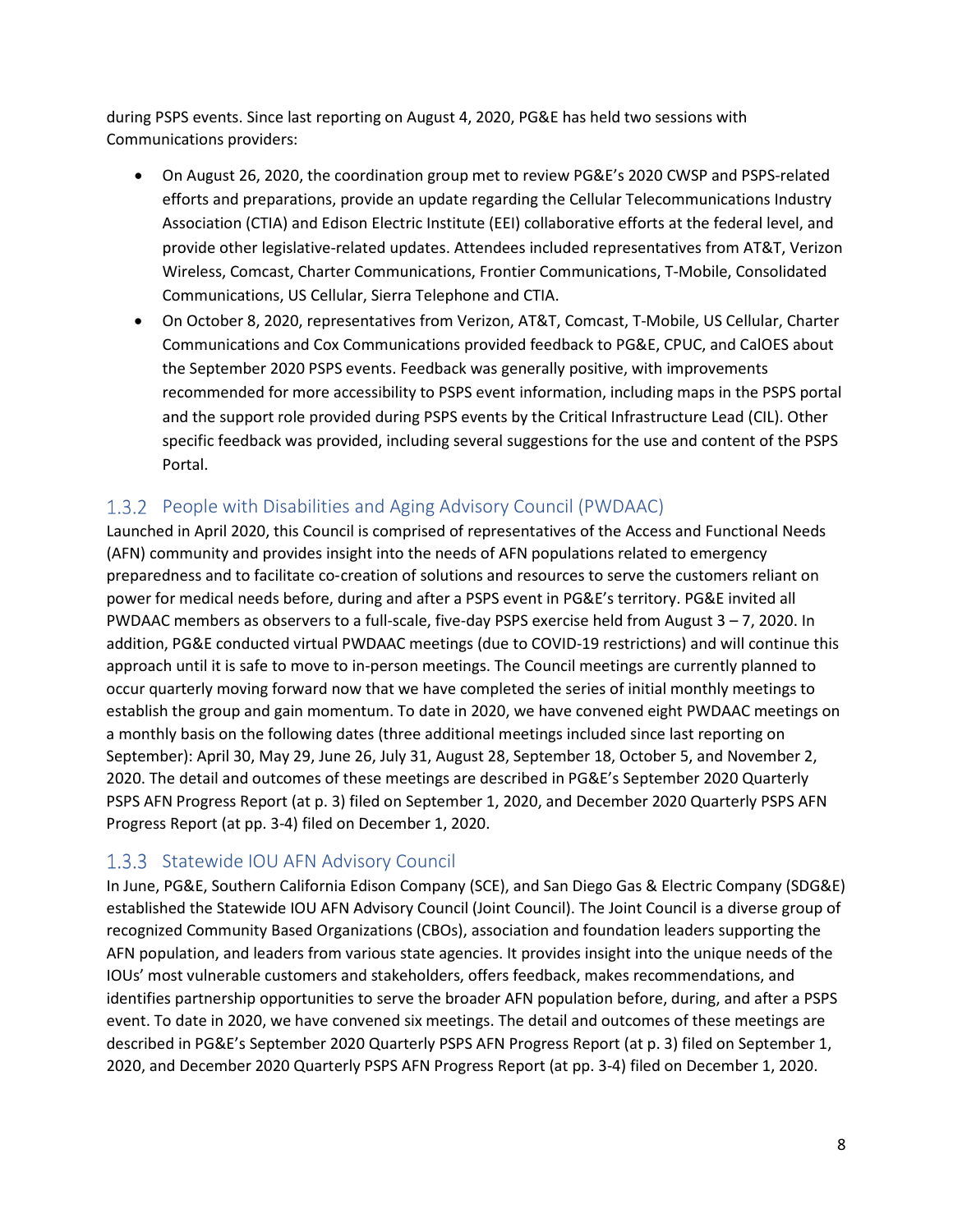during PSPS events. Since last reporting on August 4, 2020, PG&E has held two sessions with Communications providers:

- On August 26, 2020, the coordination group met to review PG&E's 2020 CWSP and PSPS-related efforts and preparations, provide an update regarding the Cellular Telecommunications Industry Association (CTIA) and Edison Electric Institute (EEI) collaborative efforts at the federal level, and provide other legislative-related updates. Attendees included representatives from AT&T, Verizon Wireless, Comcast, Charter Communications, Frontier Communications, T-Mobile, Consolidated Communications, US Cellular, Sierra Telephone and CTIA.
- On October 8, 2020, representatives from Verizon, AT&T, Comcast, T-Mobile, US Cellular, Charter Communications and Cox Communications provided feedback to PG&E, CPUC, and CalOES about the September 2020 PSPS events. Feedback was generally positive, with improvements recommended for more accessibility to PSPS event information, including maps in the PSPS portal and the support role provided during PSPS events by the Critical Infrastructure Lead (CIL). Other specific feedback was provided, including several suggestions for the use and content of the PSPS Portal.

### 1.3.2 People with Disabilities and Aging Advisory Council (PWDAAC)

Launched in April 2020, this Council is comprised of representatives of the Access and Functional Needs (AFN) community and provides insight into the needs of AFN populations related to emergency preparedness and to facilitate co-creation of solutions and resources to serve the customers reliant on power for medical needs before, during and after a PSPS event in PG&E's territory. PG&E invited all PWDAAC members as observers to a full-scale, five-day PSPS exercise held from August 3 – 7, 2020. In addition, PG&E conducted virtual PWDAAC meetings (due to COVID-19 restrictions) and will continue this approach until it is safe to move to in-person meetings. The Council meetings are currently planned to occur quarterly moving forward now that we have completed the series of initial monthly meetings to establish the group and gain momentum. To date in 2020, we have convened eight PWDAAC meetings on a monthly basis on the following dates (three additional meetings included since last reporting on September): April 30, May 29, June 26, July 31, August 28, September 18, October 5, and November 2, 2020. The detail and outcomes of these meetings are described in PG&E's September 2020 Quarterly PSPS AFN Progress Report (at p. 3) filed on September 1, 2020, and December 2020 Quarterly PSPS AFN Progress Report (at pp. 3-4) filed on December 1, 2020.

### 1.3.3 Statewide IOU AFN Advisory Council

In June, PG&E, Southern California Edison Company (SCE), and San Diego Gas & Electric Company (SDG&E) established the Statewide IOU AFN Advisory Council (Joint Council). The Joint Council is a diverse group of recognized Community Based Organizations (CBOs), association and foundation leaders supporting the AFN population, and leaders from various state agencies. It provides insight into the unique needs of the IOUs' most vulnerable customers and stakeholders, offers feedback, makes recommendations, and identifies partnership opportunities to serve the broader AFN population before, during, and after a PSPS event. To date in 2020, we have convened six meetings. The detail and outcomes of these meetings are described in PG&E's September 2020 Quarterly PSPS AFN Progress Report (at p. 3) filed on September 1, 2020, and December 2020 Quarterly PSPS AFN Progress Report (at pp. 3-4) filed on December 1, 2020.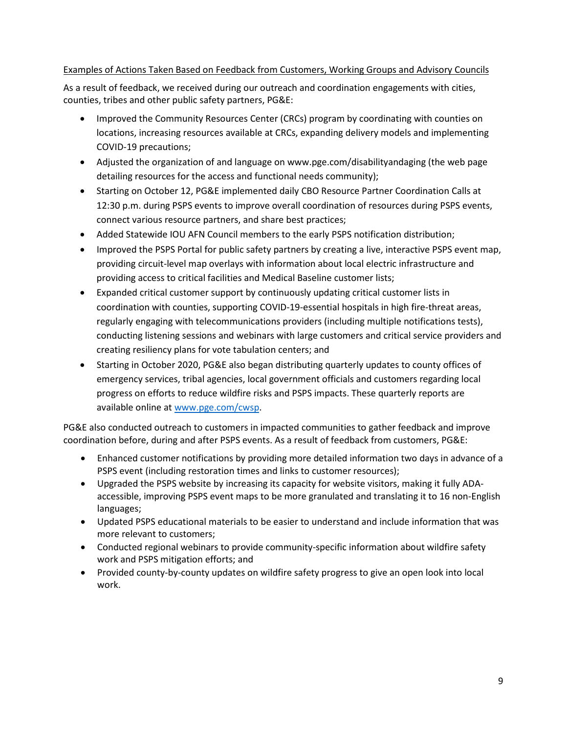Examples of Actions Taken Based on Feedback from Customers, Working Groups and Advisory Councils

As a result of feedback, we received during our outreach and coordination engagements with cities, counties, tribes and other public safety partners, PG&E:

- Improved the Community Resources Center (CRCs) program by coordinating with counties on locations, increasing resources available at CRCs, expanding delivery models and implementing COVID-19 precautions;
- Adjusted the organization of and language on www.pge.com/disabilityandaging (the web page detailing resources for the access and functional needs community);
- Starting on October 12, PG&E implemented daily CBO Resource Partner Coordination Calls at 12:30 p.m. during PSPS events to improve overall coordination of resources during PSPS events, connect various resource partners, and share best practices;
- Added Statewide IOU AFN Council members to the early PSPS notification distribution;
- Improved the PSPS Portal for public safety partners by creating a live, interactive PSPS event map, providing circuit-level map overlays with information about local electric infrastructure and providing access to critical facilities and Medical Baseline customer lists;
- Expanded critical customer support by continuously updating critical customer lists in coordination with counties, supporting COVID-19-essential hospitals in high fire-threat areas, regularly engaging with telecommunications providers (including multiple notifications tests), conducting listening sessions and webinars with large customers and critical service providers and creating resiliency plans for vote tabulation centers; and
- Starting in October 2020, PG&E also began distributing quarterly updates to county offices of emergency services, tribal agencies, local government officials and customers regarding local progress on efforts to reduce wildfire risks and PSPS impacts. These quarterly reports are available online at [www.pge.com/cwsp](www.pge.com/cwsp).

PG&E also conducted outreach to customers in impacted communities to gather feedback and improve coordination before, during and after PSPS events. As a result of feedback from customers, PG&E:

- Enhanced customer notifications by providing more detailed information two days in advance of a PSPS event (including restoration times and links to customer resources);
- Upgraded the PSPS website by increasing its capacity for website visitors, making it fully ADA-accessible, improving PSPS event maps to be more granulated and translating it to 16 non-English languages;
- Updated PSPS educational materials to be easier to understand and include information that was more relevant to customers;
- Conducted regional webinars to provide community-specific information about wildfire safety work and PSPS mitigation efforts; and
- Provided county-by-county updates on wildfire safety progress to give an open look into local work.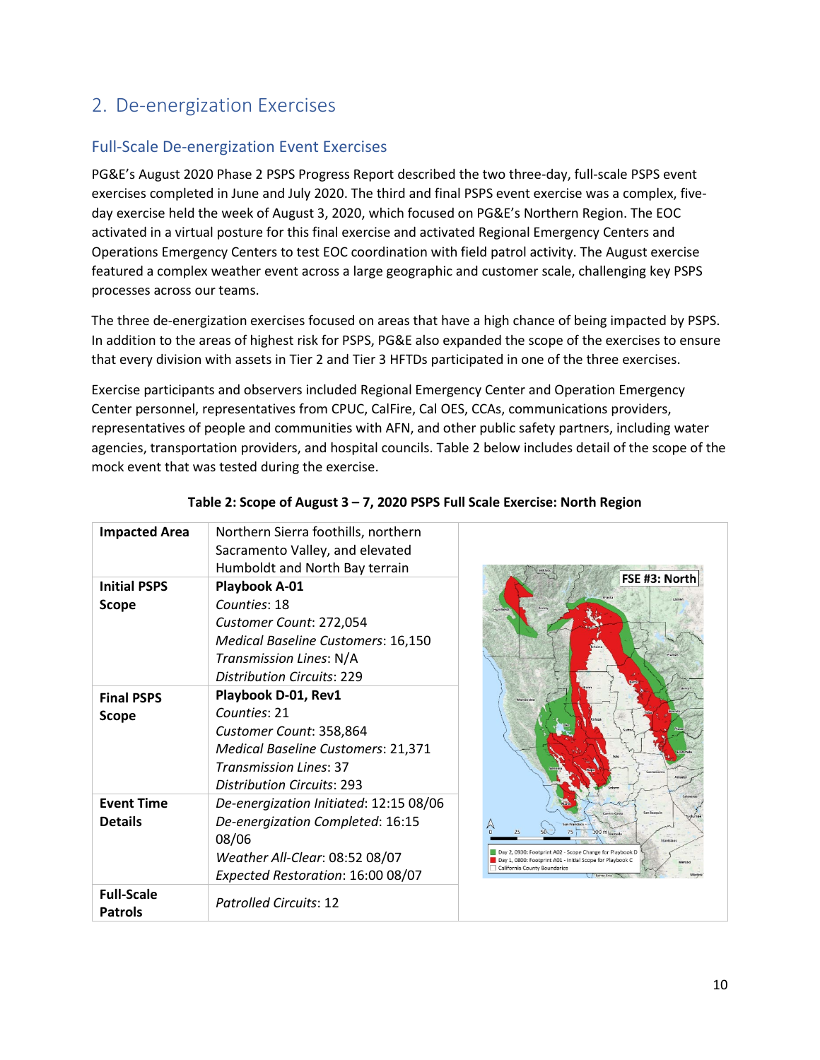## 2. De-energization Exercises

### Full-Scale De-energization Event Exercises

PG&E's August 2020 Phase 2 PSPS Progress Report described the two three-day, full-scale PSPS event exercises completed in June and July 2020. The third and final PSPS event exercise was a complex, five-day exercise held the week of August 3, 2020, which focused on PG&E's Northern Region. The EOC activated in a virtual posture for this final exercise and activated Regional Emergency Centers and Operations Emergency Centers to test EOC coordination with field patrol activity. The August exercise featured a complex weather event across a large geographic and customer scale, challenging key PSPS processes across our teams.

The three de-energization exercises focused on areas that have a high chance of being impacted by PSPS. In addition to the areas of highest risk for PSPS, PG&E also expanded the scope of the exercises to ensure that every division with assets in Tier 2 and Tier 3 HFTDs participated in one of the three exercises.

Exercise participants and observers included Regional Emergency Center and Operation Emergency Center personnel, representatives from CPUC, CalFire, Cal OES, CCAs, communications providers, representatives of people and communities with AFN, and other public safety partners, including water agencies, transportation providers, and hospital councils. Table 2 below includes detail of the scope of the mock event that was tested during the exercise.

**Table 2: Scope of August 3 – 7, 2020 PSPS Full Scale Exercise: North Region**

| | |
|---|---|
| **Impacted Area** | Northern Sierra foothills, northern Sacramento Valley, and elevated Humboldt and North Bay terrain |
| **Initial PSPS Scope** | **Playbook A-01**<br>*Counties*: 18<br>*Customer Count*: 272,054<br>*Medical Baseline Customers*: 16,150<br>*Transmission Lines*: N/A<br>*Distribution Circuits*: 229 |
| **Final PSPS Scope** | **Playbook D-01, Rev1**<br>*Counties*: 21<br>*Customer Count*: 358,864<br>*Medical Baseline Customers*: 21,371<br>*Transmission Lines*: 37<br>*Distribution Circuits*: 293 |
| **Event Time Details** | *De-energization Initiated*: 12:15 08/06<br>*De-energization Completed*: 16:15 08/06<br>*Weather All-Clear*: 08:52 08/07<br>*Expected Restoration*: 16:00 08/07 |
| **Full-Scale Patrols** | *Patrolled Circuits*: 12 |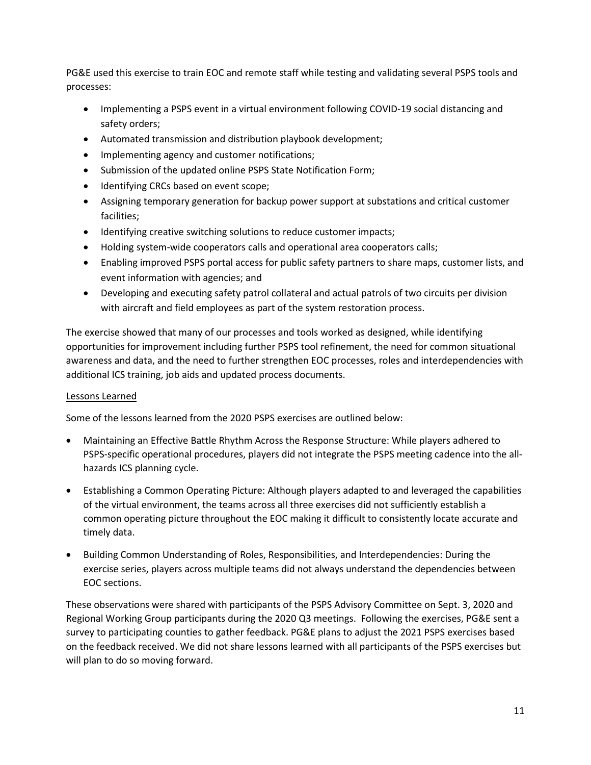PG&E used this exercise to train EOC and remote staff while testing and validating several PSPS tools and processes:

- Implementing a PSPS event in a virtual environment following COVID-19 social distancing and safety orders;
- Automated transmission and distribution playbook development;
- Implementing agency and customer notifications;
- Submission of the updated online PSPS State Notification Form;
- Identifying CRCs based on event scope;
- Assigning temporary generation for backup power support at substations and critical customer facilities;
- Identifying creative switching solutions to reduce customer impacts;
- Holding system-wide cooperators calls and operational area cooperators calls;
- Enabling improved PSPS portal access for public safety partners to share maps, customer lists, and event information with agencies; and
- Developing and executing safety patrol collateral and actual patrols of two circuits per division with aircraft and field employees as part of the system restoration process.

The exercise showed that many of our processes and tools worked as designed, while identifying opportunities for improvement including further PSPS tool refinement, the need for common situational awareness and data, and the need to further strengthen EOC processes, roles and interdependencies with additional ICS training, job aids and updated process documents.

<u>Lessons Learned</u>

Some of the lessons learned from the 2020 PSPS exercises are outlined below:

- Maintaining an Effective Battle Rhythm Across the Response Structure: While players adhered to PSPS-specific operational procedures, players did not integrate the PSPS meeting cadence into the all-hazards ICS planning cycle.
- Establishing a Common Operating Picture: Although players adapted to and leveraged the capabilities of the virtual environment, the teams across all three exercises did not sufficiently establish a common operating picture throughout the EOC making it difficult to consistently locate accurate and timely data.
- Building Common Understanding of Roles, Responsibilities, and Interdependencies: During the exercise series, players across multiple teams did not always understand the dependencies between EOC sections.

These observations were shared with participants of the PSPS Advisory Committee on Sept. 3, 2020 and Regional Working Group participants during the 2020 Q3 meetings. Following the exercises, PG&E sent a survey to participating counties to gather feedback. PG&E plans to adjust the 2021 PSPS exercises based on the feedback received. We did not share lessons learned with all participants of the PSPS exercises but will plan to do so moving forward.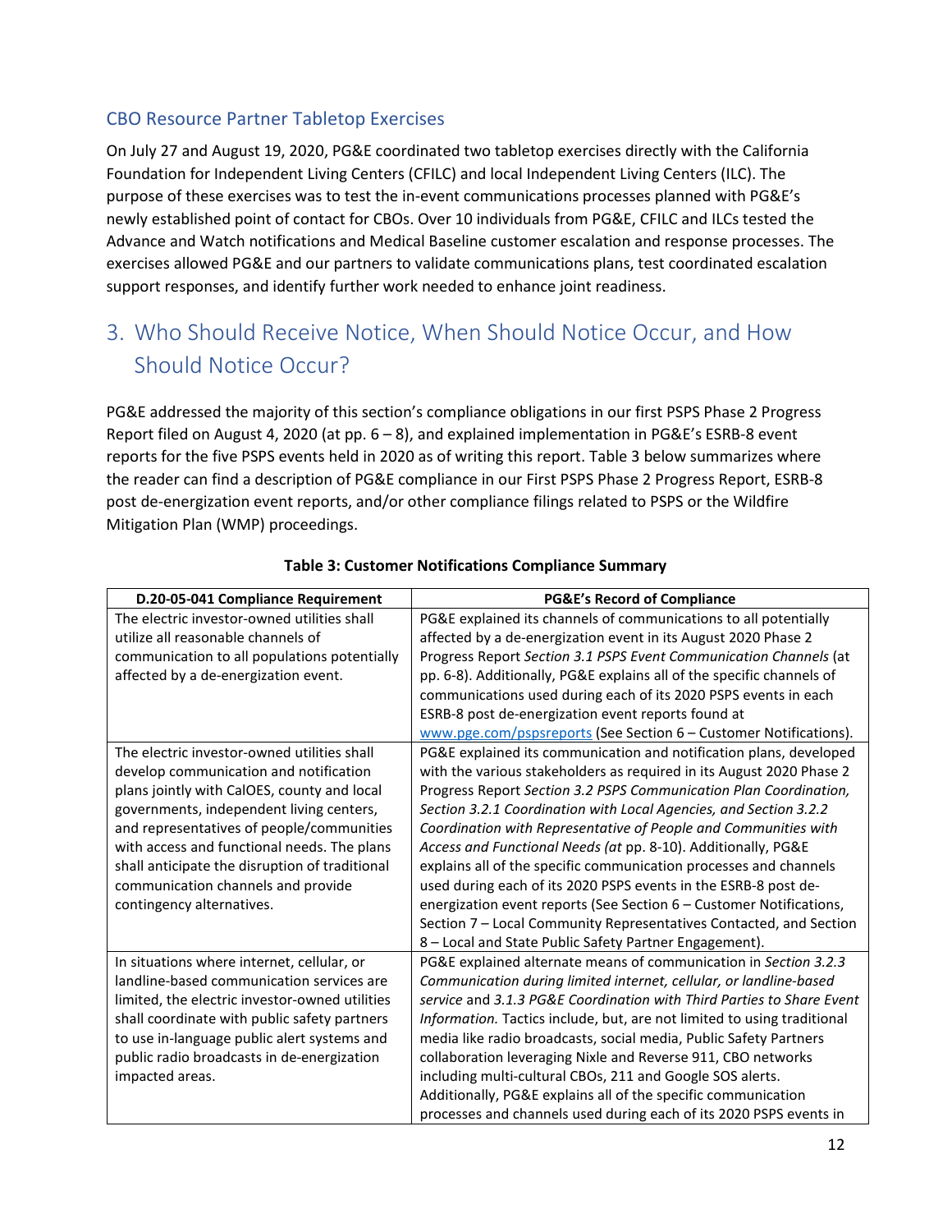### CBO Resource Partner Tabletop Exercises

On July 27 and August 19, 2020, PG&E coordinated two tabletop exercises directly with the California Foundation for Independent Living Centers (CFILC) and local Independent Living Centers (ILC). The purpose of these exercises was to test the in-event communications processes planned with PG&E's newly established point of contact for CBOs. Over 10 individuals from PG&E, CFILC and ILCs tested the Advance and Watch notifications and Medical Baseline customer escalation and response processes. The exercises allowed PG&E and our partners to validate communications plans, test coordinated escalation support responses, and identify further work needed to enhance joint readiness.

## 3. Who Should Receive Notice, When Should Notice Occur, and How Should Notice Occur?

PG&E addressed the majority of this section's compliance obligations in our first PSPS Phase 2 Progress Report filed on August 4, 2020 (at pp. 6 – 8), and explained implementation in PG&E's ESRB-8 event reports for the five PSPS events held in 2020 as of writing this report. Table 3 below summarizes where the reader can find a description of PG&E compliance in our First PSPS Phase 2 Progress Report, ESRB-8 post de-energization event reports, and/or other compliance filings related to PSPS or the Wildfire Mitigation Plan (WMP) proceedings.

**Table 3: Customer Notifications Compliance Summary**

| D.20-05-041 Compliance Requirement | PG&E's Record of Compliance |
|---|---|
| The electric investor-owned utilities shall utilize all reasonable channels of communication to all populations potentially affected by a de-energization event. | PG&E explained its channels of communications to all potentially affected by a de-energization event in its August 2020 Phase 2 Progress Report *Section 3.1 PSPS Event Communication Channels* (at pp. 6-8). Additionally, PG&E explains all of the specific channels of communications used during each of its 2020 PSPS events in each ESRB-8 post de-energization event reports found at www.pge.com/pspsreports (See Section 6 – Customer Notifications). |
| The electric investor-owned utilities shall develop communication and notification plans jointly with CalOES, county and local governments, independent living centers, and representatives of people/communities with access and functional needs. The plans shall anticipate the disruption of traditional communication channels and provide contingency alternatives. | PG&E explained its communication and notification plans, developed with the various stakeholders as required in its August 2020 Phase 2 Progress Report *Section 3.2 PSPS Communication Plan Coordination, Section 3.2.1 Coordination with Local Agencies, and Section 3.2.2 Coordination with Representative of People and Communities with Access and Functional Needs (at* pp. 8-10). Additionally, PG&E explains all of the specific communication processes and channels used during each of its 2020 PSPS events in the ESRB-8 post de-energization event reports (See Section 6 – Customer Notifications, Section 7 – Local Community Representatives Contacted, and Section 8 – Local and State Public Safety Partner Engagement). |
| In situations where internet, cellular, or landline-based communication services are limited, the electric investor-owned utilities shall coordinate with public safety partners to use in-language public alert systems and public radio broadcasts in de-energization impacted areas. | PG&E explained alternate means of communication in *Section 3.2.3 Communication during limited internet, cellular, or landline-based service* and *3.1.3 PG&E Coordination with Third Parties to Share Event Information.* Tactics include, but, are not limited to using traditional media like radio broadcasts, social media, Public Safety Partners collaboration leveraging Nixle and Reverse 911, CBO networks including multi-cultural CBOs, 211 and Google SOS alerts. Additionally, PG&E explains all of the specific communication processes and channels used during each of its 2020 PSPS events in |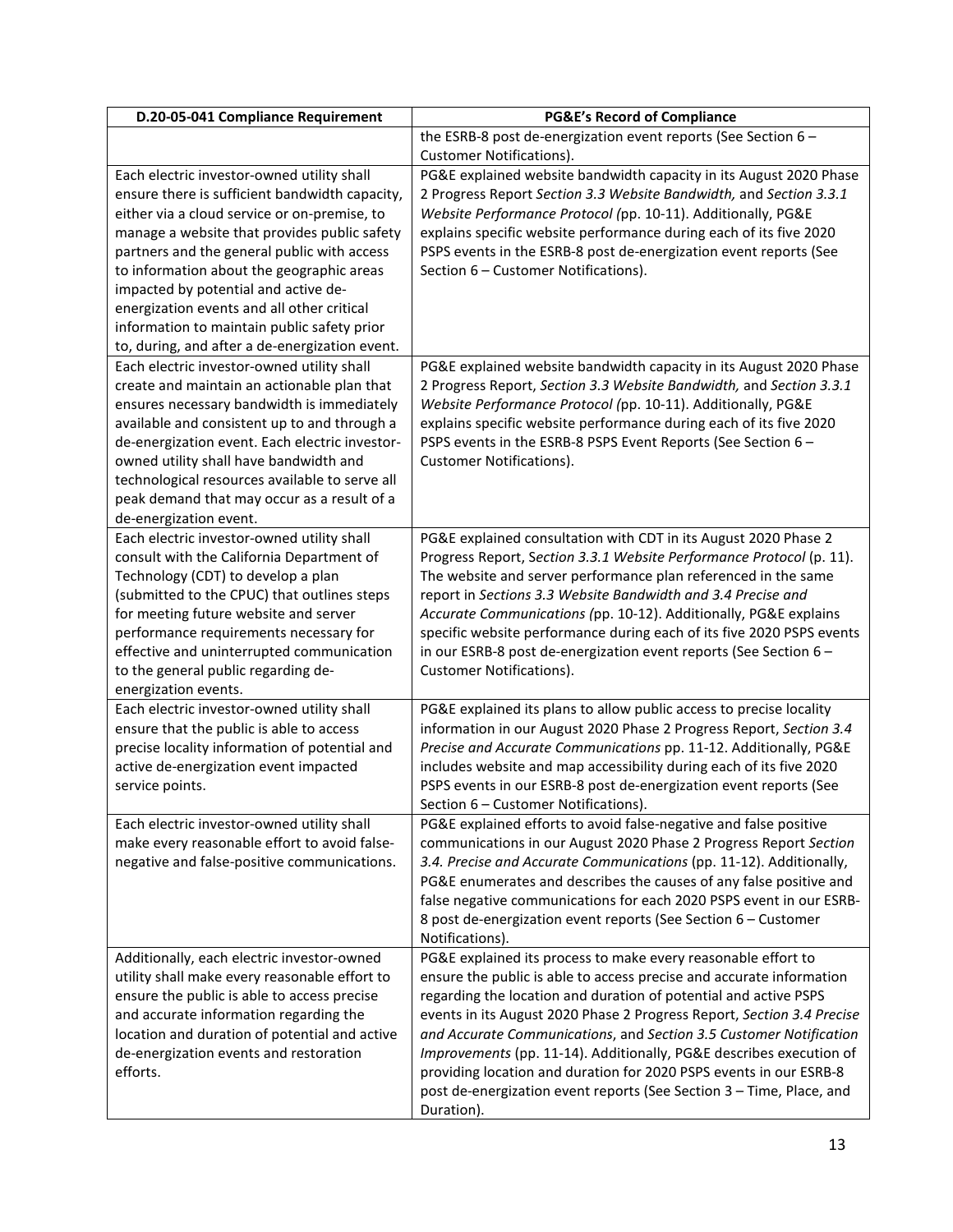| D.20-05-041 Compliance Requirement | PG&E's Record of Compliance |
|---|---|
| | the ESRB-8 post de-energization event reports (See Section 6 – Customer Notifications). |
| Each electric investor-owned utility shall ensure there is sufficient bandwidth capacity, either via a cloud service or on-premise, to manage a website that provides public safety partners and the general public with access to information about the geographic areas impacted by potential and active de-energization events and all other critical information to maintain public safety prior to, during, and after a de-energization event. | PG&E explained website bandwidth capacity in its August 2020 Phase 2 Progress Report *Section 3.3 Website Bandwidth,* and *Section 3.3.1 Website Performance Protocol (*pp. 10-11). Additionally, PG&E explains specific website performance during each of its five 2020 PSPS events in the ESRB-8 post de-energization event reports (See Section 6 – Customer Notifications). |
| Each electric investor-owned utility shall create and maintain an actionable plan that ensures necessary bandwidth is immediately available and consistent up to and through a de-energization event. Each electric investor-owned utility shall have bandwidth and technological resources available to serve all peak demand that may occur as a result of a de-energization event. | PG&E explained website bandwidth capacity in its August 2020 Phase 2 Progress Report, *Section 3.3 Website Bandwidth,* and *Section 3.3.1 Website Performance Protocol (*pp. 10-11). Additionally, PG&E explains specific website performance during each of its five 2020 PSPS events in the ESRB-8 PSPS Event Reports (See Section 6 – Customer Notifications). |
| Each electric investor-owned utility shall consult with the California Department of Technology (CDT) to develop a plan (submitted to the CPUC) that outlines steps for meeting future website and server performance requirements necessary for effective and uninterrupted communication to the general public regarding de-energization events. | PG&E explained consultation with CDT in its August 2020 Phase 2 Progress Report, S*ection 3.3.1 Website Performance Protocol* (p. 11). The website and server performance plan referenced in the same report in *Sections 3.3 Website Bandwidth and 3.4 Precise and Accurate Communications (*pp. 10-12). Additionally, PG&E explains specific website performance during each of its five 2020 PSPS events in our ESRB-8 post de-energization event reports (See Section 6 – Customer Notifications). |
| Each electric investor-owned utility shall ensure that the public is able to access precise locality information of potential and active de-energization event impacted service points. | PG&E explained its plans to allow public access to precise locality information in our August 2020 Phase 2 Progress Report, *Section 3.4 Precise and Accurate Communications* pp. 11-12. Additionally, PG&E includes website and map accessibility during each of its five 2020 PSPS events in our ESRB-8 post de-energization event reports (See Section 6 – Customer Notifications). |
| Each electric investor-owned utility shall make every reasonable effort to avoid false-negative and false-positive communications. | PG&E explained efforts to avoid false-negative and false positive communications in our August 2020 Phase 2 Progress Report *Section 3.4. Precise and Accurate Communications* (pp. 11-12). Additionally, PG&E enumerates and describes the causes of any false positive and false negative communications for each 2020 PSPS event in our ESRB-8 post de-energization event reports (See Section 6 – Customer Notifications). |
| Additionally, each electric investor-owned utility shall make every reasonable effort to ensure the public is able to access precise and accurate information regarding the location and duration of potential and active de-energization events and restoration efforts. | PG&E explained its process to make every reasonable effort to ensure the public is able to access precise and accurate information regarding the location and duration of potential and active PSPS events in its August 2020 Phase 2 Progress Report, *Section 3.4 Precise and Accurate Communications*, and *Section 3.5 Customer Notification Improvements* (pp. 11-14). Additionally, PG&E describes execution of providing location and duration for 2020 PSPS events in our ESRB-8 post de-energization event reports (See Section 3 – Time, Place, and Duration). |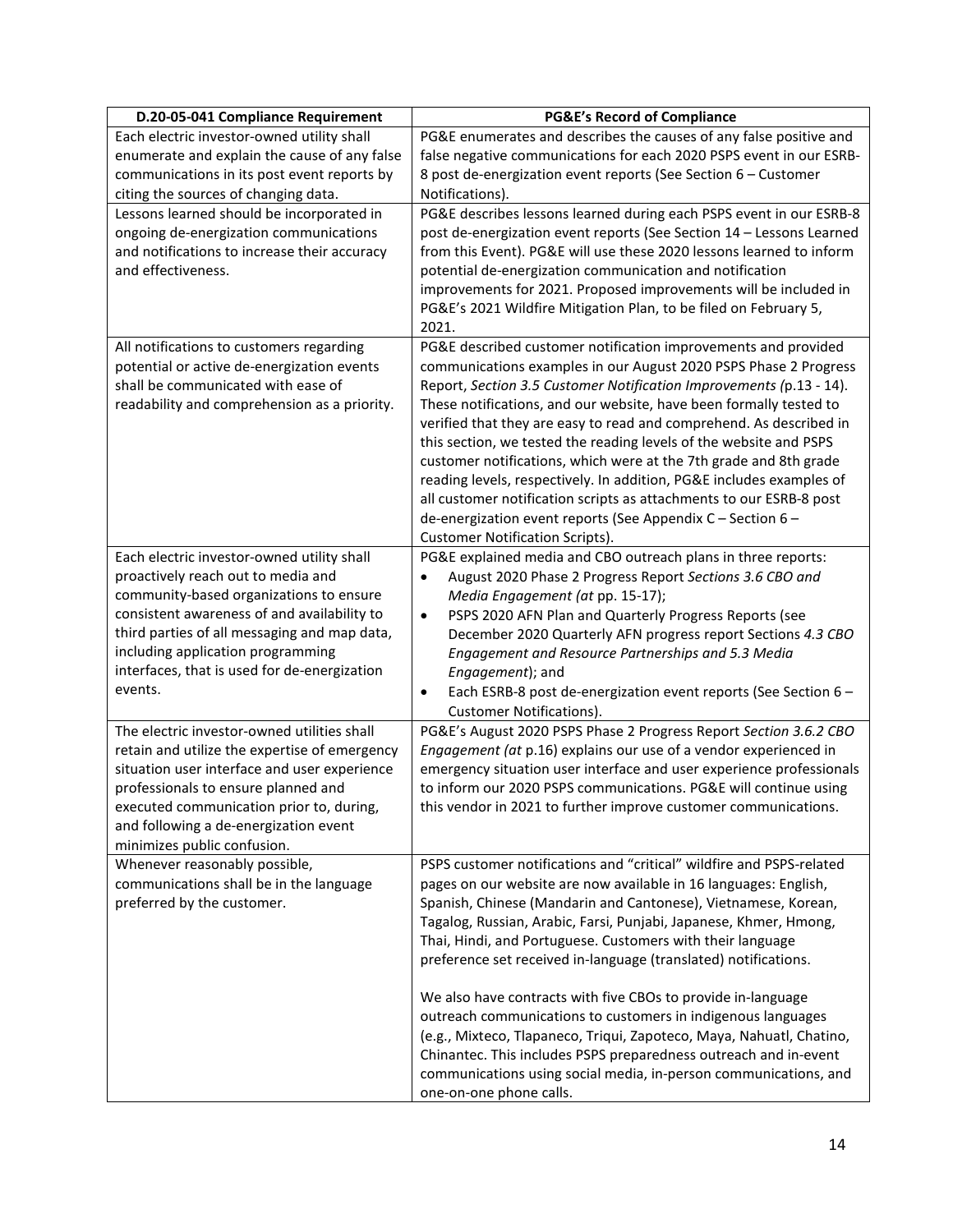| D.20-05-041 Compliance Requirement | PG&E's Record of Compliance |
|---|---|
| Each electric investor-owned utility shall enumerate and explain the cause of any false communications in its post event reports by citing the sources of changing data. | PG&E enumerates and describes the causes of any false positive and false negative communications for each 2020 PSPS event in our ESRB-8 post de-energization event reports (See Section 6 – Customer Notifications). |
| Lessons learned should be incorporated in ongoing de-energization communications and notifications to increase their accuracy and effectiveness. | PG&E describes lessons learned during each PSPS event in our ESRB-8 post de-energization event reports (See Section 14 – Lessons Learned from this Event). PG&E will use these 2020 lessons learned to inform potential de-energization communication and notification improvements for 2021. Proposed improvements will be included in PG&E's 2021 Wildfire Mitigation Plan, to be filed on February 5, 2021. |
| All notifications to customers regarding potential or active de-energization events shall be communicated with ease of readability and comprehension as a priority. | PG&E described customer notification improvements and provided communications examples in our August 2020 PSPS Phase 2 Progress Report, *Section 3.5 Customer Notification Improvements (*p.13 - 14). These notifications, and our website, have been formally tested to verified that they are easy to read and comprehend. As described in this section, we tested the reading levels of the website and PSPS customer notifications, which were at the 7th grade and 8th grade reading levels, respectively. In addition, PG&E includes examples of all customer notification scripts as attachments to our ESRB-8 post de-energization event reports (See Appendix C – Section 6 – Customer Notification Scripts). |
| Each electric investor-owned utility shall proactively reach out to media and community-based organizations to ensure consistent awareness of and availability to third parties of all messaging and map data, including application programming interfaces, that is used for de-energization events. | PG&E explained media and CBO outreach plans in three reports:<br>• August 2020 Phase 2 Progress Report *Sections 3.6 CBO and Media Engagement (at* pp. 15-17);<br>• PSPS 2020 AFN Plan and Quarterly Progress Reports (see December 2020 Quarterly AFN progress report Sections *4.3 CBO Engagement and Resource Partnerships and 5.3 Media Engagement*); and<br>• Each ESRB-8 post de-energization event reports (See Section 6 – Customer Notifications). |
| The electric investor-owned utilities shall retain and utilize the expertise of emergency situation user interface and user experience professionals to ensure planned and executed communication prior to, during, and following a de-energization event minimizes public confusion. | PG&E's August 2020 PSPS Phase 2 Progress Report *Section 3.6.2 CBO Engagement (at* p.16) explains our use of a vendor experienced in emergency situation user interface and user experience professionals to inform our 2020 PSPS communications. PG&E will continue using this vendor in 2021 to further improve customer communications. |
| Whenever reasonably possible, communications shall be in the language preferred by the customer. | PSPS customer notifications and "critical" wildfire and PSPS-related pages on our website are now available in 16 languages: English, Spanish, Chinese (Mandarin and Cantonese), Vietnamese, Korean, Tagalog, Russian, Arabic, Farsi, Punjabi, Japanese, Khmer, Hmong, Thai, Hindi, and Portuguese. Customers with their language preference set received in-language (translated) notifications.<br><br>We also have contracts with five CBOs to provide in-language outreach communications to customers in indigenous languages (e.g., Mixteco, Tlapaneco, Triqui, Zapoteco, Maya, Nahuatl, Chatino, Chinantec. This includes PSPS preparedness outreach and in-event communications using social media, in-person communications, and one-on-one phone calls. |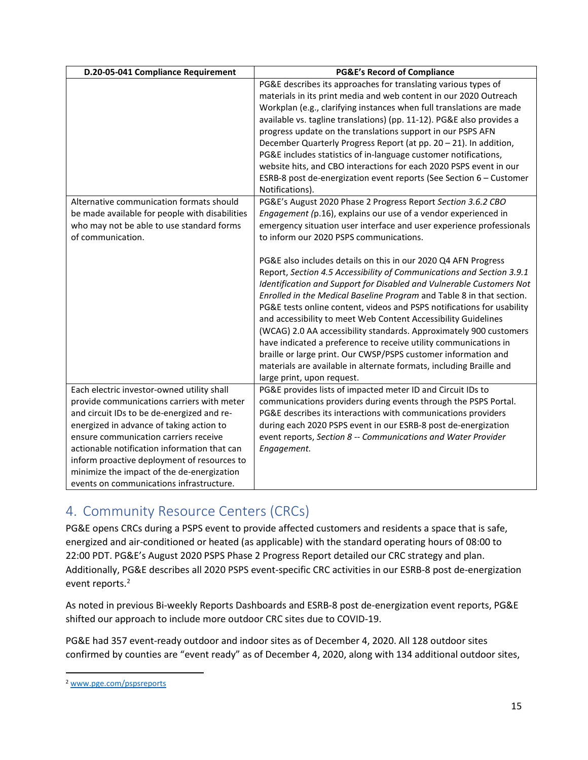| D.20-05-041 Compliance Requirement | PG&E's Record of Compliance |
|---|---|
| | PG&E describes its approaches for translating various types of materials in its print media and web content in our 2020 Outreach Workplan (e.g., clarifying instances when full translations are made available vs. tagline translations) (pp. 11-12). PG&E also provides a progress update on the translations support in our PSPS AFN December Quarterly Progress Report (at pp. 20 – 21). In addition, PG&E includes statistics of in-language customer notifications, website hits, and CBO interactions for each 2020 PSPS event in our ESRB-8 post de-energization event reports (See Section 6 – Customer Notifications). |
| Alternative communication formats should be made available for people with disabilities who may not be able to use standard forms of communication. | PG&E's August 2020 Phase 2 Progress Report *Section 3.6.2 CBO Engagement (*p.16), explains our use of a vendor experienced in emergency situation user interface and user experience professionals to inform our 2020 PSPS communications.<br><br>PG&E also includes details on this in our 2020 Q4 AFN Progress Report, *Section 4.5 Accessibility of Communications and Section 3.9.1 Identification and Support for Disabled and Vulnerable Customers Not Enrolled in the Medical Baseline Program* and Table 8 in that section. PG&E tests online content, videos and PSPS notifications for usability and accessibility to meet Web Content Accessibility Guidelines (WCAG) 2.0 AA accessibility standards. Approximately 900 customers have indicated a preference to receive utility communications in braille or large print. Our CWSP/PSPS customer information and materials are available in alternate formats, including Braille and large print, upon request. |
| Each electric investor-owned utility shall provide communications carriers with meter and circuit IDs to be de-energized and re-energized in advance of taking action to ensure communication carriers receive actionable notification information that can inform proactive deployment of resources to minimize the impact of the de-energization events on communications infrastructure. | PG&E provides lists of impacted meter ID and Circuit IDs to communications providers during events through the PSPS Portal. PG&E describes its interactions with communications providers during each 2020 PSPS event in our ESRB-8 post de-energization event reports, *Section 8 -- Communications and Water Provider Engagement.* |

## 4. Community Resource Centers (CRCs)

PG&E opens CRCs during a PSPS event to provide affected customers and residents a space that is safe, energized and air-conditioned or heated (as applicable) with the standard operating hours of 08:00 to 22:00 PDT. PG&E's August 2020 PSPS Phase 2 Progress Report detailed our CRC strategy and plan. Additionally, PG&E describes all 2020 PSPS event-specific CRC activities in our ESRB-8 post de-energization event reports.[2]

As noted in previous Bi-weekly Reports Dashboards and ESRB-8 post de-energization event reports, PG&E shifted our approach to include more outdoor CRC sites due to COVID-19.

PG&E had 357 event-ready outdoor and indoor sites as of December 4, 2020. All 128 outdoor sites confirmed by counties are "event ready" as of December 4, 2020, along with 134 additional outdoor sites,

[2] www.pge.com/pspsreports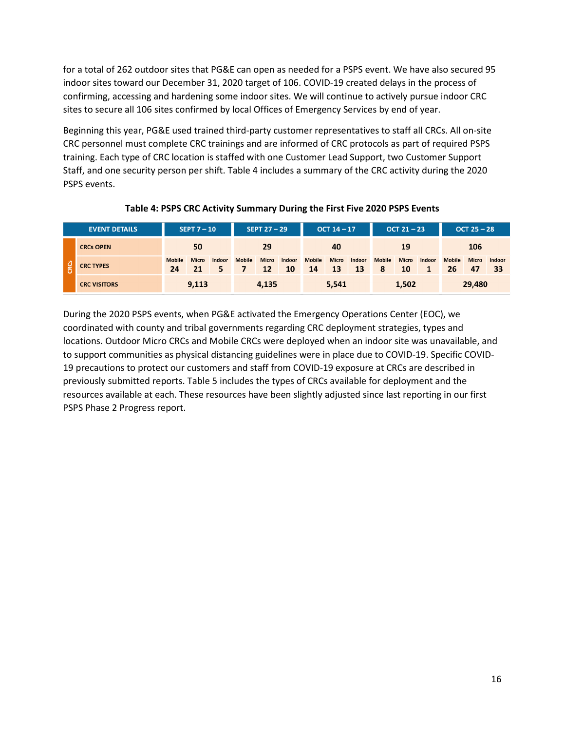for a total of 262 outdoor sites that PG&E can open as needed for a PSPS event. We have also secured 95 indoor sites toward our December 31, 2020 target of 106. COVID-19 created delays in the process of confirming, accessing and hardening some indoor sites. We will continue to actively pursue indoor CRC sites to secure all 106 sites confirmed by local Offices of Emergency Services by end of year.

Beginning this year, PG&E used trained third-party customer representatives to staff all CRCs. All on-site CRC personnel must complete CRC trainings and are informed of CRC protocols as part of required PSPS training. Each type of CRC location is staffed with one Customer Lead Support, two Customer Support Staff, and one security person per shift. Table 4 includes a summary of the CRC activity during the 2020 PSPS events.

**Table 4: PSPS CRC Activity Summary During the First Five 2020 PSPS Events**

| | EVENT DETAILS | SEPT 7 – 10 | | | SEPT 27 – 29 | | | OCT 14 – 17 | | | OCT 21 – 23 | | | OCT 25 – 28 | | |
|---|---|---|---|---|---|---|---|---|---|---|---|---|---|---|---|---|
| CRCs | CRCs OPEN | 50 | | | 29 | | | 40 | | | 19 | | | 106 | | |
| | CRC TYPES | Mobile 24 | Micro 21 | Indoor 5 | Mobile 7 | Micro 12 | Indoor 10 | Mobile 14 | Micro 13 | Indoor 13 | Mobile 8 | Micro 10 | Indoor 1 | Mobile 26 | Micro 47 | Indoor 33 |
| | CRC VISITORS | 9,113 | | | 4,135 | | | 5,541 | | | 1,502 | | | 29,480 | | |

During the 2020 PSPS events, when PG&E activated the Emergency Operations Center (EOC), we coordinated with county and tribal governments regarding CRC deployment strategies, types and locations. Outdoor Micro CRCs and Mobile CRCs were deployed when an indoor site was unavailable, and to support communities as physical distancing guidelines were in place due to COVID-19. Specific COVID-19 precautions to protect our customers and staff from COVID-19 exposure at CRCs are described in previously submitted reports. Table 5 includes the types of CRCs available for deployment and the resources available at each. These resources have been slightly adjusted since last reporting in our first PSPS Phase 2 Progress report.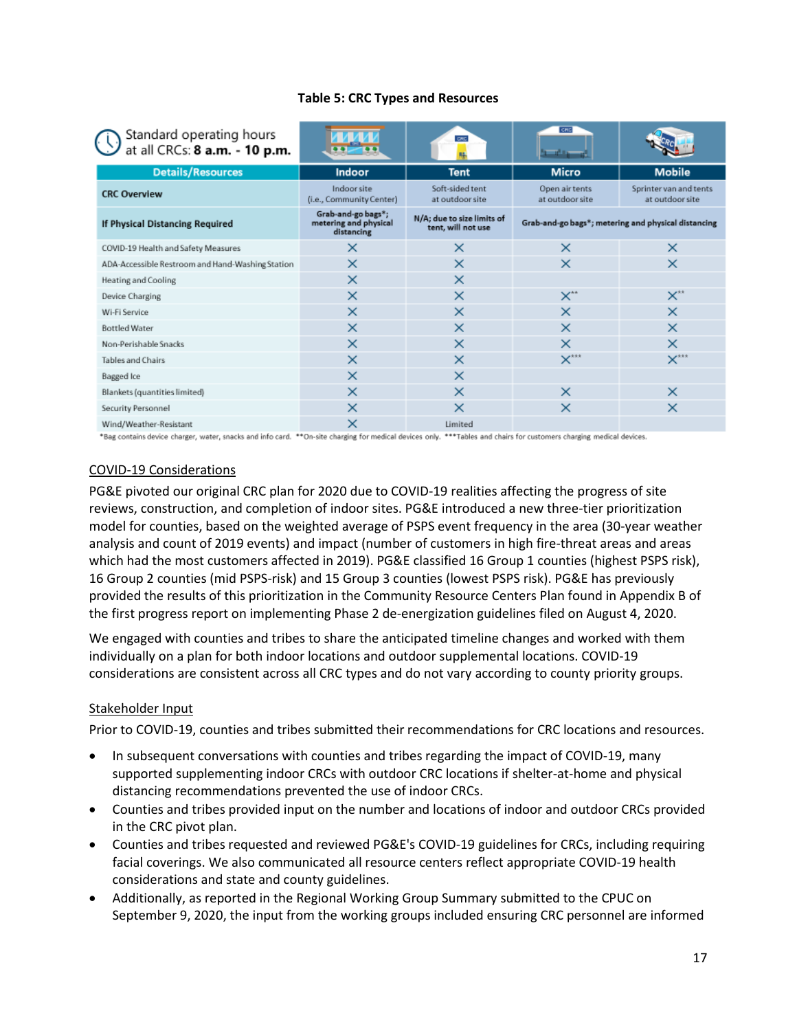**Table 5: CRC Types and Resources**

| Standard operating hours at all CRCs: **8 a.m. - 10 p.m.** | | | | |
|---|---|---|---|---|
| **Details/Resources** | **Indoor** | **Tent** | **Micro** | **Mobile** |
| **CRC Overview** | Indoor site (i.e., Community Center) | Soft-sided tent at outdoor site | Open air tents at outdoor site | Sprinter van and tents at outdoor site |
| **If Physical Distancing Required** | **Grab-and-go bags*; metering and physical distancing** | **N/A; due to size limits of tent, will not use** | **Grab-and-go bags*; metering and physical distancing** | |
| COVID-19 Health and Safety Measures | X | X | X | X |
| ADA-Accessible Restroom and Hand-Washing Station | X | X | X | X |
| Heating and Cooling | X | X | | |
| Device Charging | X | X | X** | X** |
| Wi-Fi Service | X | X | X | X |
| Bottled Water | X | X | X | X |
| Non-Perishable Snacks | X | X | X | X |
| Tables and Chairs | X | X | X*** | X*** |
| Bagged Ice | X | X | | |
| Blankets (quantities limited) | X | X | X | X |
| Security Personnel | X | X | X | X |
| Wind/Weather-Resistant | X | Limited | | |

*Bag contains device charger, water, snacks and info card. **On-site charging for medical devices only. ***Tables and chairs for customers charging medical devices.

<u>COVID-19 Considerations</u>

PG&E pivoted our original CRC plan for 2020 due to COVID-19 realities affecting the progress of site reviews, construction, and completion of indoor sites. PG&E introduced a new three-tier prioritization model for counties, based on the weighted average of PSPS event frequency in the area (30-year weather analysis and count of 2019 events) and impact (number of customers in high fire-threat areas and areas which had the most customers affected in 2019). PG&E classified 16 Group 1 counties (highest PSPS risk), 16 Group 2 counties (mid PSPS-risk) and 15 Group 3 counties (lowest PSPS risk). PG&E has previously provided the results of this prioritization in the Community Resource Centers Plan found in Appendix B of the first progress report on implementing Phase 2 de-energization guidelines filed on August 4, 2020.

We engaged with counties and tribes to share the anticipated timeline changes and worked with them individually on a plan for both indoor locations and outdoor supplemental locations. COVID-19 considerations are consistent across all CRC types and do not vary according to county priority groups.

<u>Stakeholder Input</u>

Prior to COVID-19, counties and tribes submitted their recommendations for CRC locations and resources.

- In subsequent conversations with counties and tribes regarding the impact of COVID-19, many supported supplementing indoor CRCs with outdoor CRC locations if shelter-at-home and physical distancing recommendations prevented the use of indoor CRCs.
- Counties and tribes provided input on the number and locations of indoor and outdoor CRCs provided in the CRC pivot plan.
- Counties and tribes requested and reviewed PG&E's COVID-19 guidelines for CRCs, including requiring facial coverings. We also communicated all resource centers reflect appropriate COVID-19 health considerations and state and county guidelines.
- Additionally, as reported in the Regional Working Group Summary submitted to the CPUC on September 9, 2020, the input from the working groups included ensuring CRC personnel are informed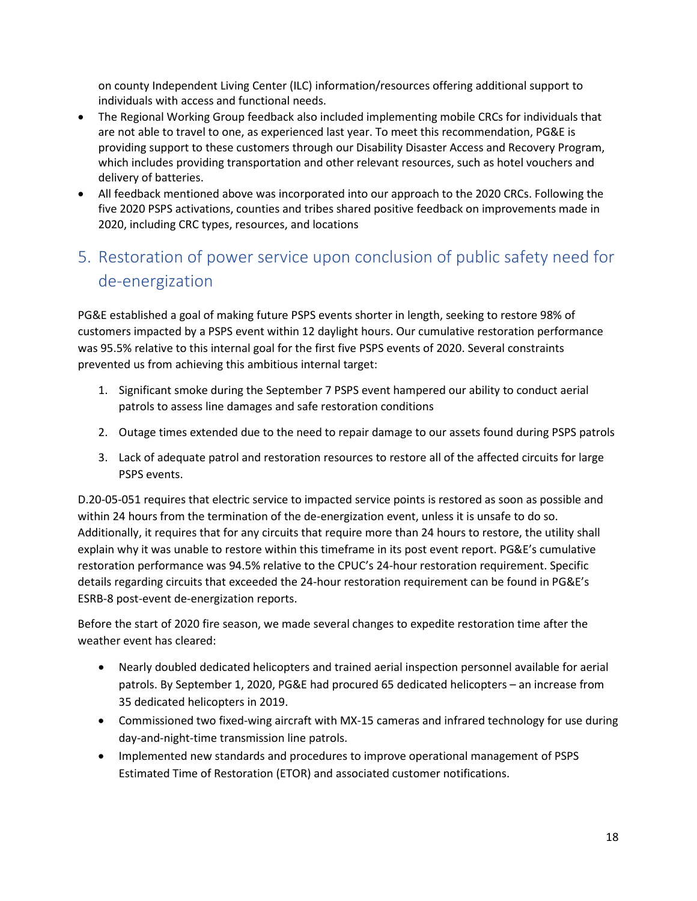on county Independent Living Center (ILC) information/resources offering additional support to individuals with access and functional needs.

- The Regional Working Group feedback also included implementing mobile CRCs for individuals that are not able to travel to one, as experienced last year. To meet this recommendation, PG&E is providing support to these customers through our Disability Disaster Access and Recovery Program, which includes providing transportation and other relevant resources, such as hotel vouchers and delivery of batteries.
- All feedback mentioned above was incorporated into our approach to the 2020 CRCs. Following the five 2020 PSPS activations, counties and tribes shared positive feedback on improvements made in 2020, including CRC types, resources, and locations

## 5. Restoration of power service upon conclusion of public safety need for de-energization

PG&E established a goal of making future PSPS events shorter in length, seeking to restore 98% of customers impacted by a PSPS event within 12 daylight hours. Our cumulative restoration performance was 95.5% relative to this internal goal for the first five PSPS events of 2020. Several constraints prevented us from achieving this ambitious internal target:

1. Significant smoke during the September 7 PSPS event hampered our ability to conduct aerial patrols to assess line damages and safe restoration conditions
2. Outage times extended due to the need to repair damage to our assets found during PSPS patrols
3. Lack of adequate patrol and restoration resources to restore all of the affected circuits for large PSPS events.

D.20-05-051 requires that electric service to impacted service points is restored as soon as possible and within 24 hours from the termination of the de-energization event, unless it is unsafe to do so. Additionally, it requires that for any circuits that require more than 24 hours to restore, the utility shall explain why it was unable to restore within this timeframe in its post event report. PG&E's cumulative restoration performance was 94.5% relative to the CPUC's 24-hour restoration requirement. Specific details regarding circuits that exceeded the 24-hour restoration requirement can be found in PG&E's ESRB-8 post-event de-energization reports.

Before the start of 2020 fire season, we made several changes to expedite restoration time after the weather event has cleared:

- Nearly doubled dedicated helicopters and trained aerial inspection personnel available for aerial patrols. By September 1, 2020, PG&E had procured 65 dedicated helicopters – an increase from 35 dedicated helicopters in 2019.
- Commissioned two fixed-wing aircraft with MX-15 cameras and infrared technology for use during day-and-night-time transmission line patrols.
- Implemented new standards and procedures to improve operational management of PSPS Estimated Time of Restoration (ETOR) and associated customer notifications.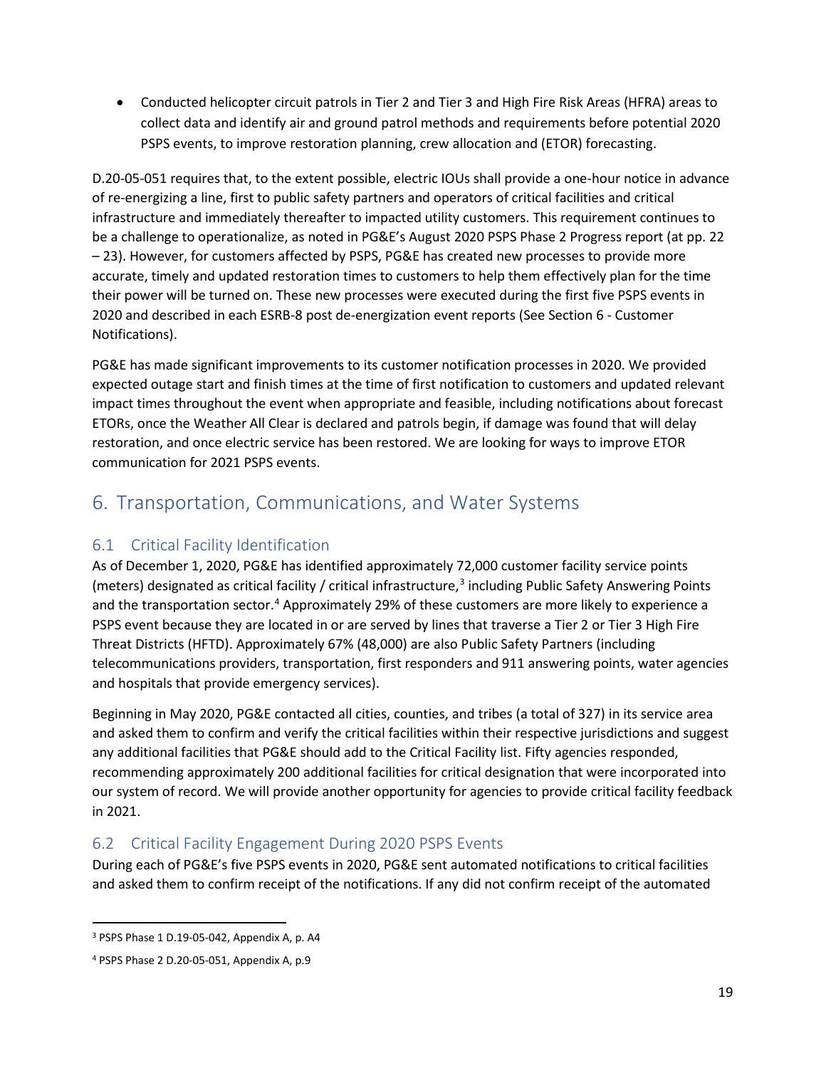- Conducted helicopter circuit patrols in Tier 2 and Tier 3 and High Fire Risk Areas (HFRA) areas to collect data and identify air and ground patrol methods and requirements before potential 2020 PSPS events, to improve restoration planning, crew allocation and (ETOR) forecasting.

D.20-05-051 requires that, to the extent possible, electric IOUs shall provide a one-hour notice in advance of re-energizing a line, first to public safety partners and operators of critical facilities and critical infrastructure and immediately thereafter to impacted utility customers. This requirement continues to be a challenge to operationalize, as noted in PG&E's August 2020 PSPS Phase 2 Progress report (at pp. 22 – 23). However, for customers affected by PSPS, PG&E has created new processes to provide more accurate, timely and updated restoration times to customers to help them effectively plan for the time their power will be turned on. These new processes were executed during the first five PSPS events in 2020 and described in each ESRB-8 post de-energization event reports (See Section 6 - Customer Notifications).

PG&E has made significant improvements to its customer notification processes in 2020. We provided expected outage start and finish times at the time of first notification to customers and updated relevant impact times throughout the event when appropriate and feasible, including notifications about forecast ETORs, once the Weather All Clear is declared and patrols begin, if damage was found that will delay restoration, and once electric service has been restored. We are looking for ways to improve ETOR communication for 2021 PSPS events.

# 6. Transportation, Communications, and Water Systems

## 6.1 Critical Facility Identification

As of December 1, 2020, PG&E has identified approximately 72,000 customer facility service points (meters) designated as critical facility / critical infrastructure,[3] including Public Safety Answering Points and the transportation sector.[4] Approximately 29% of these customers are more likely to experience a PSPS event because they are located in or are served by lines that traverse a Tier 2 or Tier 3 High Fire Threat Districts (HFTD). Approximately 67% (48,000) are also Public Safety Partners (including telecommunications providers, transportation, first responders and 911 answering points, water agencies and hospitals that provide emergency services).

Beginning in May 2020, PG&E contacted all cities, counties, and tribes (a total of 327) in its service area and asked them to confirm and verify the critical facilities within their respective jurisdictions and suggest any additional facilities that PG&E should add to the Critical Facility list. Fifty agencies responded, recommending approximately 200 additional facilities for critical designation that were incorporated into our system of record. We will provide another opportunity for agencies to provide critical facility feedback in 2021.

## 6.2 Critical Facility Engagement During 2020 PSPS Events

During each of PG&E's five PSPS events in 2020, PG&E sent automated notifications to critical facilities and asked them to confirm receipt of the notifications. If any did not confirm receipt of the automated

[3] PSPS Phase 1 D.19-05-042, Appendix A, p. A4

[4] PSPS Phase 2 D.20-05-051, Appendix A, p.9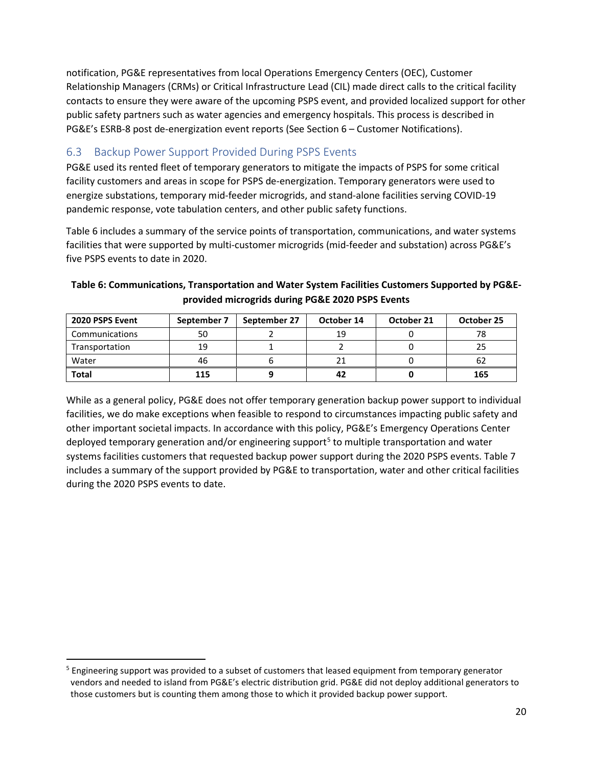notification, PG&E representatives from local Operations Emergency Centers (OEC), Customer Relationship Managers (CRMs) or Critical Infrastructure Lead (CIL) made direct calls to the critical facility contacts to ensure they were aware of the upcoming PSPS event, and provided localized support for other public safety partners such as water agencies and emergency hospitals. This process is described in PG&E's ESRB-8 post de-energization event reports (See Section 6 – Customer Notifications).

## 6.3 Backup Power Support Provided During PSPS Events

PG&E used its rented fleet of temporary generators to mitigate the impacts of PSPS for some critical facility customers and areas in scope for PSPS de-energization. Temporary generators were used to energize substations, temporary mid-feeder microgrids, and stand-alone facilities serving COVID-19 pandemic response, vote tabulation centers, and other public safety functions.

Table 6 includes a summary of the service points of transportation, communications, and water systems facilities that were supported by multi-customer microgrids (mid-feeder and substation) across PG&E's five PSPS events to date in 2020.

**Table 6: Communications, Transportation and Water System Facilities Customers Supported by PG&E-provided microgrids during PG&E 2020 PSPS Events**

| 2020 PSPS Event | September 7 | September 27 | October 14 | October 21 | October 25 |
|---|---|---|---|---|---|
| Communications | 50 | 2 | 19 | 0 | 78 |
| Transportation | 19 | 1 | 2 | 0 | 25 |
| Water | 46 | 6 | 21 | 0 | 62 |
| **Total** | **115** | **9** | **42** | **0** | **165** |

While as a general policy, PG&E does not offer temporary generation backup power support to individual facilities, we do make exceptions when feasible to respond to circumstances impacting public safety and other important societal impacts. In accordance with this policy, PG&E's Emergency Operations Center deployed temporary generation and/or engineering support[5] to multiple transportation and water systems facilities customers that requested backup power support during the 2020 PSPS events. Table 7 includes a summary of the support provided by PG&E to transportation, water and other critical facilities during the 2020 PSPS events to date.

[5] Engineering support was provided to a subset of customers that leased equipment from temporary generator vendors and needed to island from PG&E's electric distribution grid. PG&E did not deploy additional generators to those customers but is counting them among those to which it provided backup power support.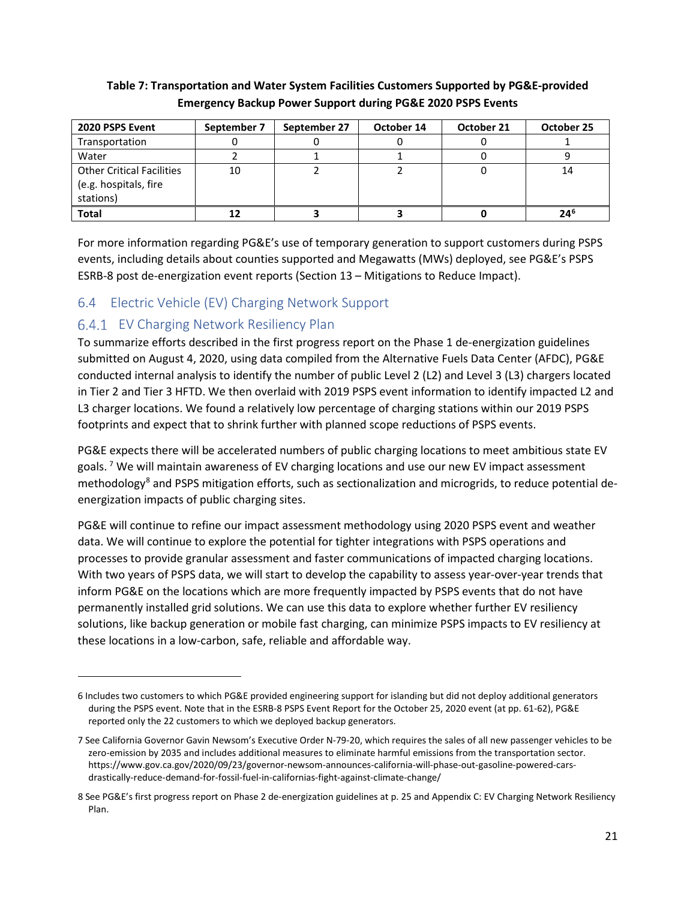**Table 7: Transportation and Water System Facilities Customers Supported by PG&E-provided Emergency Backup Power Support during PG&E 2020 PSPS Events**

| 2020 PSPS Event | September 7 | September 27 | October 14 | October 21 | October 25 |
|---|---|---|---|---|---|
| Transportation | 0 | 0 | 0 | 0 | 1 |
| Water | 2 | 1 | 1 | 0 | 9 |
| Other Critical Facilities (e.g. hospitals, fire stations) | 10 | 2 | 2 | 0 | 14 |
| **Total** | **12** | **3** | **3** | **0** | **24**[6] |

For more information regarding PG&E's use of temporary generation to support customers during PSPS events, including details about counties supported and Megawatts (MWs) deployed, see PG&E's PSPS ESRB-8 post de-energization event reports (Section 13 – Mitigations to Reduce Impact).

## 6.4 Electric Vehicle (EV) Charging Network Support

### 6.4.1 EV Charging Network Resiliency Plan

To summarize efforts described in the first progress report on the Phase 1 de-energization guidelines submitted on August 4, 2020, using data compiled from the Alternative Fuels Data Center (AFDC), PG&E conducted internal analysis to identify the number of public Level 2 (L2) and Level 3 (L3) chargers located in Tier 2 and Tier 3 HFTD. We then overlaid with 2019 PSPS event information to identify impacted L2 and L3 charger locations. We found a relatively low percentage of charging stations within our 2019 PSPS footprints and expect that to shrink further with planned scope reductions of PSPS events.

PG&E expects there will be accelerated numbers of public charging locations to meet ambitious state EV goals. [7] We will maintain awareness of EV charging locations and use our new EV impact assessment methodology[8] and PSPS mitigation efforts, such as sectionalization and microgrids, to reduce potential de-energization impacts of public charging sites.

PG&E will continue to refine our impact assessment methodology using 2020 PSPS event and weather data. We will continue to explore the potential for tighter integrations with PSPS operations and processes to provide granular assessment and faster communications of impacted charging locations. With two years of PSPS data, we will start to develop the capability to assess year-over-year trends that inform PG&E on the locations which are more frequently impacted by PSPS events that do not have permanently installed grid solutions. We can use this data to explore whether further EV resiliency solutions, like backup generation or mobile fast charging, can minimize PSPS impacts to EV resiliency at these locations in a low-carbon, safe, reliable and affordable way.

---

6 Includes two customers to which PG&E provided engineering support for islanding but did not deploy additional generators during the PSPS event. Note that in the ESRB-8 PSPS Event Report for the October 25, 2020 event (at pp. 61-62), PG&E reported only the 22 customers to which we deployed backup generators.

7 See California Governor Gavin Newsom's Executive Order N-79-20, which requires the sales of all new passenger vehicles to be zero-emission by 2035 and includes additional measures to eliminate harmful emissions from the transportation sector. https://www.gov.ca.gov/2020/09/23/governor-newsom-announces-california-will-phase-out-gasoline-powered-cars-drastically-reduce-demand-for-fossil-fuel-in-californias-fight-against-climate-change/

8 See PG&E's first progress report on Phase 2 de-energization guidelines at p. 25 and Appendix C: EV Charging Network Resiliency Plan.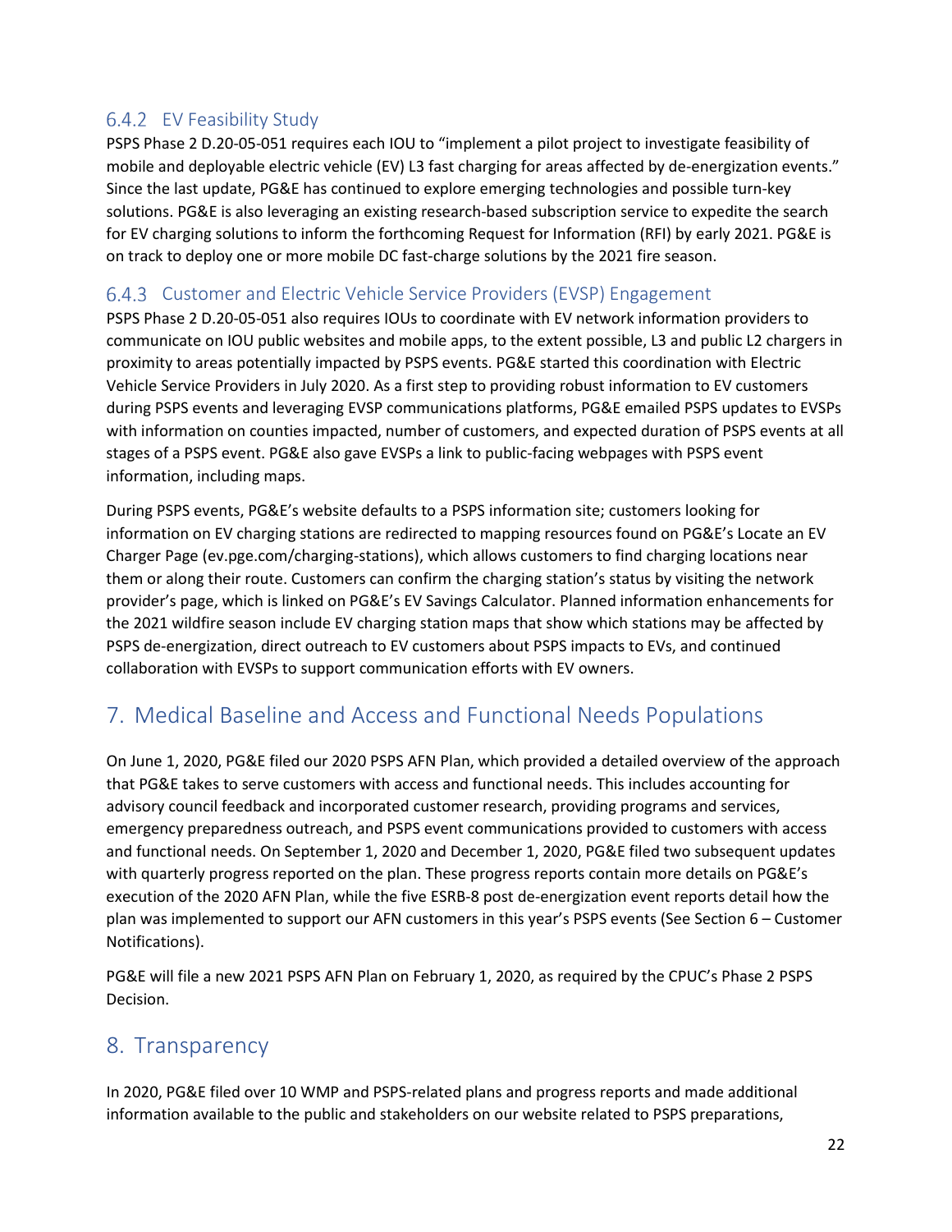### 6.4.2 EV Feasibility Study

PSPS Phase 2 D.20-05-051 requires each IOU to "implement a pilot project to investigate feasibility of mobile and deployable electric vehicle (EV) L3 fast charging for areas affected by de-energization events." Since the last update, PG&E has continued to explore emerging technologies and possible turn-key solutions. PG&E is also leveraging an existing research-based subscription service to expedite the search for EV charging solutions to inform the forthcoming Request for Information (RFI) by early 2021. PG&E is on track to deploy one or more mobile DC fast-charge solutions by the 2021 fire season.

### 6.4.3 Customer and Electric Vehicle Service Providers (EVSP) Engagement

PSPS Phase 2 D.20-05-051 also requires IOUs to coordinate with EV network information providers to communicate on IOU public websites and mobile apps, to the extent possible, L3 and public L2 chargers in proximity to areas potentially impacted by PSPS events. PG&E started this coordination with Electric Vehicle Service Providers in July 2020. As a first step to providing robust information to EV customers during PSPS events and leveraging EVSP communications platforms, PG&E emailed PSPS updates to EVSPs with information on counties impacted, number of customers, and expected duration of PSPS events at all stages of a PSPS event. PG&E also gave EVSPs a link to public-facing webpages with PSPS event information, including maps.

During PSPS events, PG&E's website defaults to a PSPS information site; customers looking for information on EV charging stations are redirected to mapping resources found on PG&E's Locate an EV Charger Page (ev.pge.com/charging-stations), which allows customers to find charging locations near them or along their route. Customers can confirm the charging station's status by visiting the network provider's page, which is linked on PG&E's EV Savings Calculator. Planned information enhancements for the 2021 wildfire season include EV charging station maps that show which stations may be affected by PSPS de-energization, direct outreach to EV customers about PSPS impacts to EVs, and continued collaboration with EVSPs to support communication efforts with EV owners.

## 7. Medical Baseline and Access and Functional Needs Populations

On June 1, 2020, PG&E filed our 2020 PSPS AFN Plan, which provided a detailed overview of the approach that PG&E takes to serve customers with access and functional needs. This includes accounting for advisory council feedback and incorporated customer research, providing programs and services, emergency preparedness outreach, and PSPS event communications provided to customers with access and functional needs. On September 1, 2020 and December 1, 2020, PG&E filed two subsequent updates with quarterly progress reported on the plan. These progress reports contain more details on PG&E's execution of the 2020 AFN Plan, while the five ESRB-8 post de-energization event reports detail how the plan was implemented to support our AFN customers in this year's PSPS events (See Section 6 – Customer Notifications).

PG&E will file a new 2021 PSPS AFN Plan on February 1, 2020, as required by the CPUC's Phase 2 PSPS Decision.

## 8. Transparency

In 2020, PG&E filed over 10 WMP and PSPS-related plans and progress reports and made additional information available to the public and stakeholders on our website related to PSPS preparations,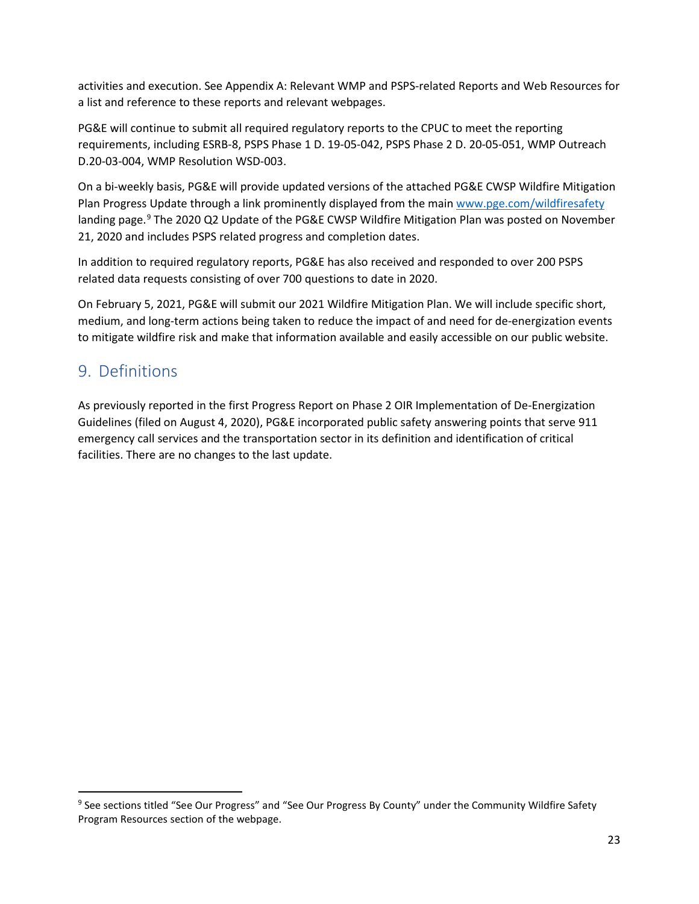activities and execution. See Appendix A: Relevant WMP and PSPS-related Reports and Web Resources for a list and reference to these reports and relevant webpages.

PG&E will continue to submit all required regulatory reports to the CPUC to meet the reporting requirements, including ESRB-8, PSPS Phase 1 D. 19-05-042, PSPS Phase 2 D. 20-05-051, WMP Outreach D.20-03-004, WMP Resolution WSD-003.

On a bi-weekly basis, PG&E will provide updated versions of the attached PG&E CWSP Wildfire Mitigation Plan Progress Update through a link prominently displayed from the main [www.pge.com/wildfiresafety](www.pge.com/wildfiresafety) landing page.[9] The 2020 Q2 Update of the PG&E CWSP Wildfire Mitigation Plan was posted on November 21, 2020 and includes PSPS related progress and completion dates.

In addition to required regulatory reports, PG&E has also received and responded to over 200 PSPS related data requests consisting of over 700 questions to date in 2020.

On February 5, 2021, PG&E will submit our 2021 Wildfire Mitigation Plan. We will include specific short, medium, and long-term actions being taken to reduce the impact of and need for de-energization events to mitigate wildfire risk and make that information available and easily accessible on our public website.

## 9. Definitions

As previously reported in the first Progress Report on Phase 2 OIR Implementation of De-Energization Guidelines (filed on August 4, 2020), PG&E incorporated public safety answering points that serve 911 emergency call services and the transportation sector in its definition and identification of critical facilities. There are no changes to the last update.

---

[9] See sections titled "See Our Progress" and "See Our Progress By County" under the Community Wildfire Safety Program Resources section of the webpage.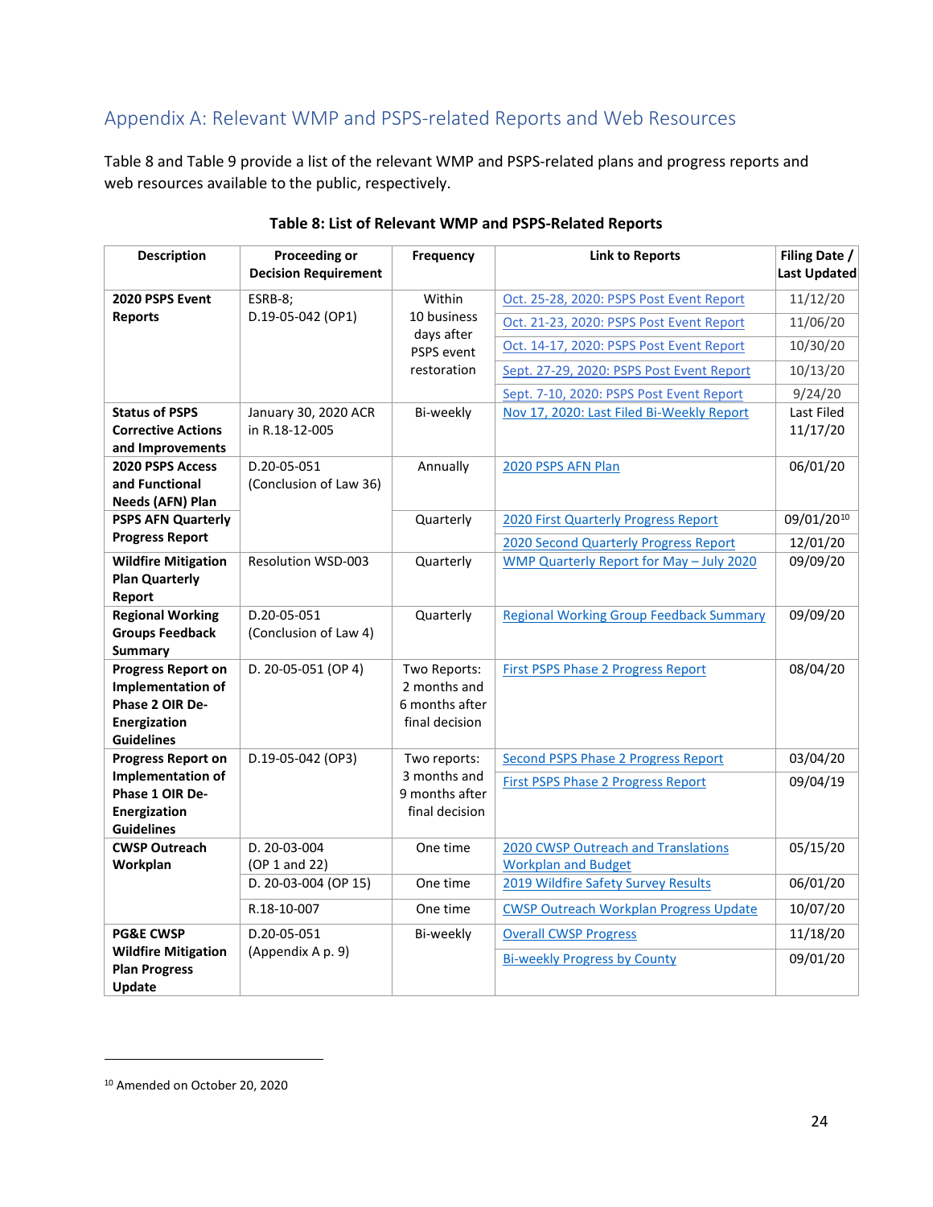## Appendix A: Relevant WMP and PSPS-related Reports and Web Resources

Table 8 and Table 9 provide a list of the relevant WMP and PSPS-related plans and progress reports and web resources available to the public, respectively.

**Table 8: List of Relevant WMP and PSPS-Related Reports**

| Description | Proceeding or Decision Requirement | Frequency | Link to Reports | Filing Date / Last Updated |
|---|---|---|---|---|
| **2020 PSPS Event Reports** | ESRB-8; D.19-05-042 (OP1) | Within 10 business days after PSPS event restoration | Oct. 25-28, 2020: PSPS Post Event Report | 11/12/20 |
| | | | Oct. 21-23, 2020: PSPS Post Event Report | 11/06/20 |
| | | | Oct. 14-17, 2020: PSPS Post Event Report | 10/30/20 |
| | | | Sept. 27-29, 2020: PSPS Post Event Report | 10/13/20 |
| | | | Sept. 7-10, 2020: PSPS Post Event Report | 9/24/20 |
| **Status of PSPS Corrective Actions and Improvements** | January 30, 2020 ACR in R.18-12-005 | Bi-weekly | Nov 17, 2020: Last Filed Bi-Weekly Report | Last Filed 11/17/20 |
| **2020 PSPS Access and Functional Needs (AFN) Plan** | D.20-05-051 (Conclusion of Law 36) | Annually | 2020 PSPS AFN Plan | 06/01/20 |
| **PSPS AFN Quarterly Progress Report** | | Quarterly | 2020 First Quarterly Progress Report | 09/01/20[10] |
| | | | 2020 Second Quarterly Progress Report | 12/01/20 |
| **Wildfire Mitigation Plan Quarterly Report** | Resolution WSD-003 | Quarterly | WMP Quarterly Report for May – July 2020 | 09/09/20 |
| **Regional Working Groups Feedback Summary** | D.20-05-051 (Conclusion of Law 4) | Quarterly | Regional Working Group Feedback Summary | 09/09/20 |
| **Progress Report on Implementation of Phase 2 OIR De-Energization Guidelines** | D. 20-05-051 (OP 4) | Two Reports: 2 months and 6 months after final decision | First PSPS Phase 2 Progress Report | 08/04/20 |
| **Progress Report on Implementation of Phase 1 OIR De-Energization Guidelines** | D.19-05-042 (OP3) | Two reports: 3 months and 9 months after final decision | Second PSPS Phase 2 Progress Report | 03/04/20 |
| | | | First PSPS Phase 2 Progress Report | 09/04/19 |
| **CWSP Outreach Workplan** | D. 20-03-004 (OP 1 and 22) | One time | 2020 CWSP Outreach and Translations Workplan and Budget | 05/15/20 |
| | D. 20-03-004 (OP 15) | One time | 2019 Wildfire Safety Survey Results | 06/01/20 |
| | R.18-10-007 | One time | CWSP Outreach Workplan Progress Update | 10/07/20 |
| **PG&E CWSP Wildfire Mitigation Plan Progress Update** | D.20-05-051 (Appendix A p. 9) | Bi-weekly | Overall CWSP Progress | 11/18/20 |
| | | | Bi-weekly Progress by County | 09/01/20 |

[10] Amended on October 20, 2020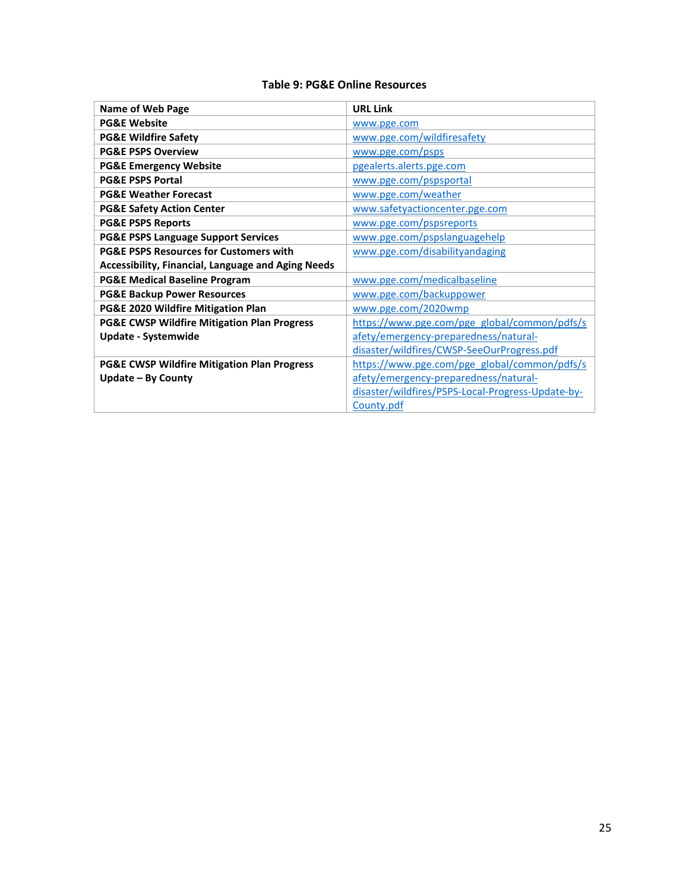**Table 9: PG&E Online Resources**

| Name of Web Page | URL Link |
|---|---|
| **PG&E Website** | www.pge.com |
| **PG&E Wildfire Safety** | www.pge.com/wildfiresafety |
| **PG&E PSPS Overview** | www.pge.com/psps |
| **PG&E Emergency Website** | pgealerts.alerts.pge.com |
| **PG&E PSPS Portal** | www.pge.com/pspsportal |
| **PG&E Weather Forecast** | www.pge.com/weather |
| **PG&E Safety Action Center** | www.safetyactioncenter.pge.com |
| **PG&E PSPS Reports** | www.pge.com/pspsreports |
| **PG&E PSPS Language Support Services** | www.pge.com/pspslanguagehelp |
| **PG&E PSPS Resources for Customers with Accessibility, Financial, Language and Aging Needs** | www.pge.com/disabilityandaging |
| **PG&E Medical Baseline Program** | www.pge.com/medicalbaseline |
| **PG&E Backup Power Resources** | www.pge.com/backuppower |
| **PG&E 2020 Wildfire Mitigation Plan** | www.pge.com/2020wmp |
| **PG&E CWSP Wildfire Mitigation Plan Progress Update - Systemwide** | https://www.pge.com/pge_global/common/pdfs/safety/emergency-preparedness/natural-disaster/wildfires/CWSP-SeeOurProgress.pdf |
| **PG&E CWSP Wildfire Mitigation Plan Progress Update – By County** | https://www.pge.com/pge_global/common/pdfs/safety/emergency-preparedness/natural-disaster/wildfires/PSPS-Local-Progress-Update-by-County.pdf |